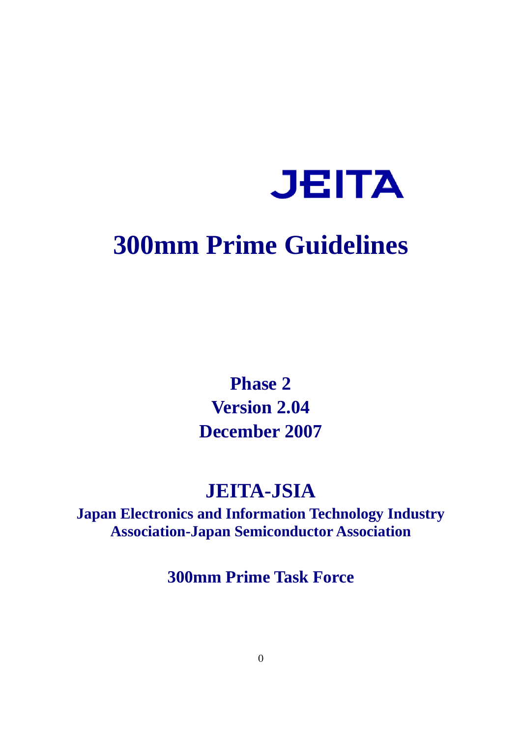JEITA

# 300mm Prime Guidelines

**Phase 2**
**Version 2.04**
**December 2007**

## JEITA-JSIA

**Japan Electronics and Information Technology Industry Association-Japan Semiconductor Association**

**300mm Prime Task Force**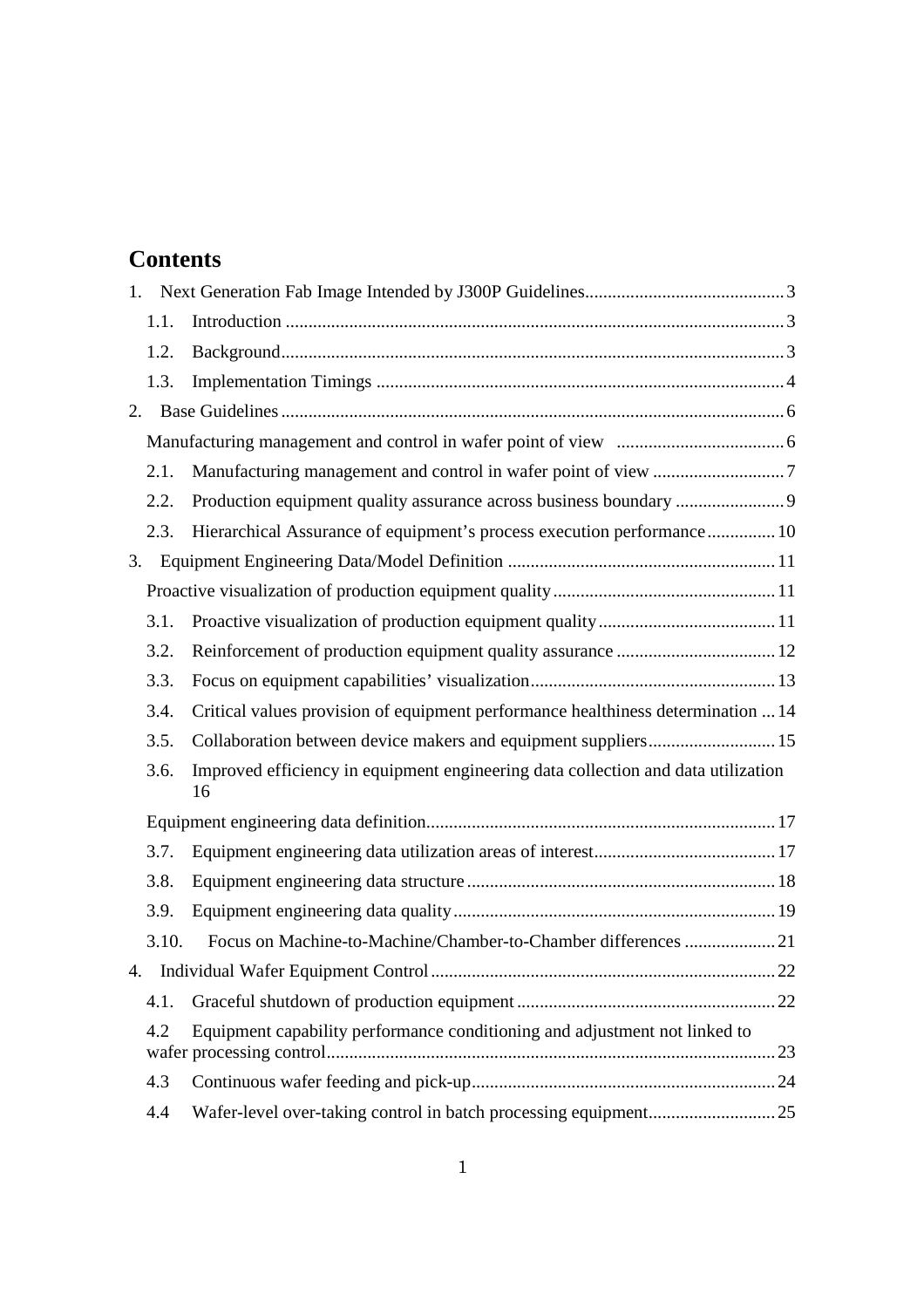# Contents

1. Next Generation Fab Image Intended by J300P Guidelines ... 3
   - 1.1. Introduction ... 3
   - 1.2. Background ... 3
   - 1.3. Implementation Timings ... 4
2. Base Guidelines ... 6
   - Manufacturing management and control in wafer point of view ... 6
   - 2.1. Manufacturing management and control in wafer point of view ... 7
   - 2.2. Production equipment quality assurance across business boundary ... 9
   - 2.3. Hierarchical Assurance of equipment's process execution performance ... 10
3. Equipment Engineering Data/Model Definition ... 11
   - Proactive visualization of production equipment quality ... 11
   - 3.1. Proactive visualization of production equipment quality ... 11
   - 3.2. Reinforcement of production equipment quality assurance ... 12
   - 3.3. Focus on equipment capabilities' visualization ... 13
   - 3.4. Critical values provision of equipment performance healthiness determination ... 14
   - 3.5. Collaboration between device makers and equipment suppliers ... 15
   - 3.6. Improved efficiency in equipment engineering data collection and data utilization ... 16
   - Equipment engineering data definition ... 17
   - 3.7. Equipment engineering data utilization areas of interest ... 17
   - 3.8. Equipment engineering data structure ... 18
   - 3.9. Equipment engineering data quality ... 19
   - 3.10. Focus on Machine-to-Machine/Chamber-to-Chamber differences ... 21
4. Individual Wafer Equipment Control ... 22
   - 4.1. Graceful shutdown of production equipment ... 22
   - 4.2 Equipment capability performance conditioning and adjustment not linked to wafer processing control ... 23
   - 4.3 Continuous wafer feeding and pick-up ... 24
   - 4.4 Wafer-level over-taking control in batch processing equipment ... 25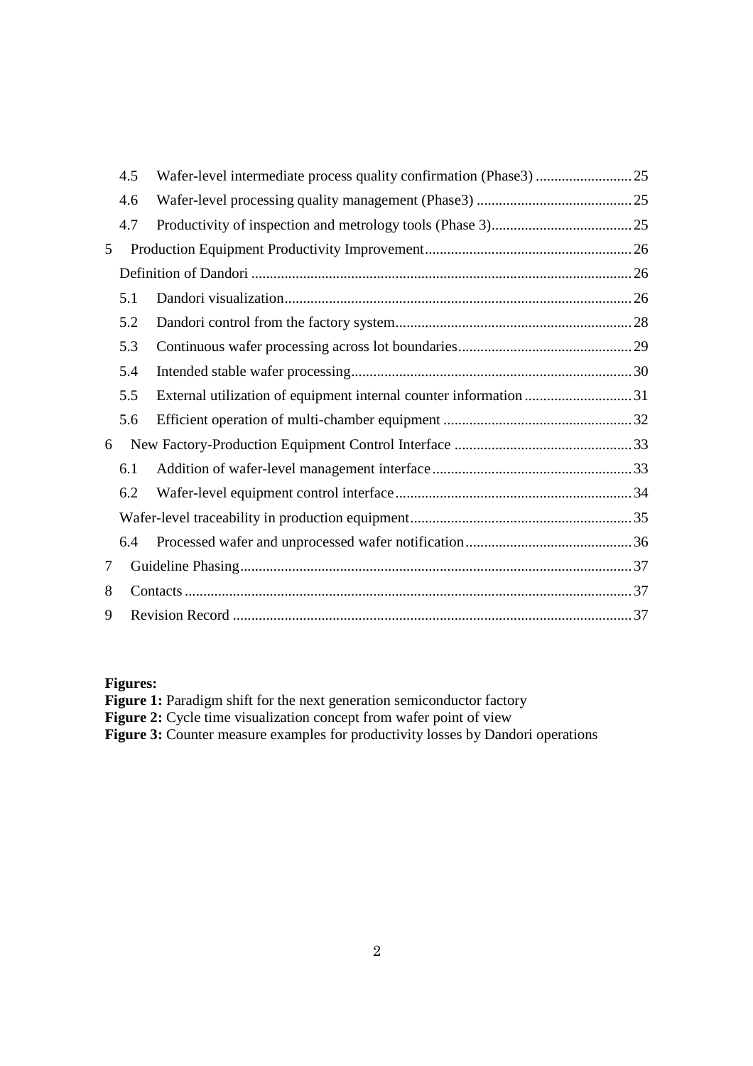| | | |
|---|---|---|
| 4.5 | Wafer-level intermediate process quality confirmation (Phase3) | 25 |
| 4.6 | Wafer-level processing quality management (Phase3) | 25 |
| 4.7 | Productivity of inspection and metrology tools (Phase 3) | 25 |
| 5 | Production Equipment Productivity Improvement | 26 |
| | Definition of Dandori | 26 |
| 5.1 | Dandori visualization | 26 |
| 5.2 | Dandori control from the factory system | 28 |
| 5.3 | Continuous wafer processing across lot boundaries | 29 |
| 5.4 | Intended stable wafer processing | 30 |
| 5.5 | External utilization of equipment internal counter information | 31 |
| 5.6 | Efficient operation of multi-chamber equipment | 32 |
| 6 | New Factory-Production Equipment Control Interface | 33 |
| 6.1 | Addition of wafer-level management interface | 33 |
| 6.2 | Wafer-level equipment control interface | 34 |
| | Wafer-level traceability in production equipment | 35 |
| 6.4 | Processed wafer and unprocessed wafer notification | 36 |
| 7 | Guideline Phasing | 37 |
| 8 | Contacts | 37 |
| 9 | Revision Record | 37 |

**Figures:**

**Figure 1:** Paradigm shift for the next generation semiconductor factory
**Figure 2:** Cycle time visualization concept from wafer point of view
**Figure 3:** Counter measure examples for productivity losses by Dandori operations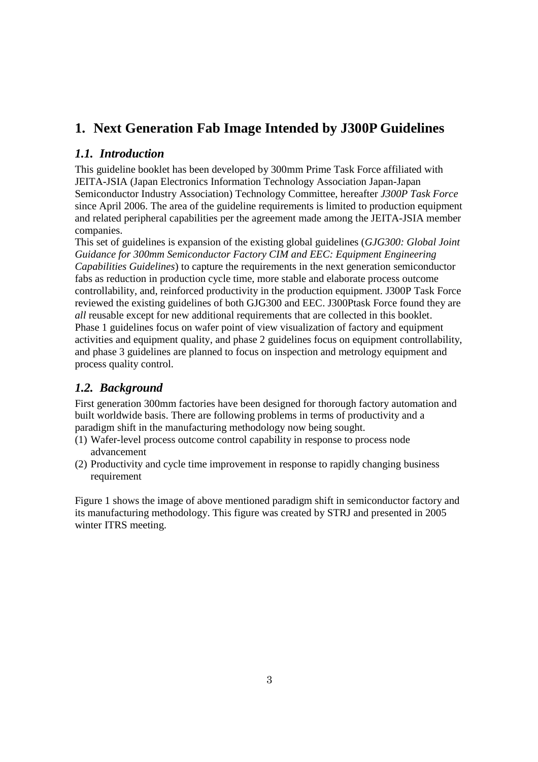# 1. Next Generation Fab Image Intended by J300P Guidelines

## *1.1. Introduction*

This guideline booklet has been developed by 300mm Prime Task Force affiliated with JEITA-JSIA (Japan Electronics Information Technology Association Japan-Japan Semiconductor Industry Association) Technology Committee, hereafter *J300P Task Force* since April 2006. The area of the guideline requirements is limited to production equipment and related peripheral capabilities per the agreement made among the JEITA-JSIA member companies.

This set of guidelines is expansion of the existing global guidelines (*GJG300: Global Joint Guidance for 300mm Semiconductor Factory CIM and EEC: Equipment Engineering Capabilities Guidelines*) to capture the requirements in the next generation semiconductor fabs as reduction in production cycle time, more stable and elaborate process outcome controllability, and, reinforced productivity in the production equipment. J300P Task Force reviewed the existing guidelines of both GJG300 and EEC. J300Ptask Force found they are *all* reusable except for new additional requirements that are collected in this booklet. Phase 1 guidelines focus on wafer point of view visualization of factory and equipment activities and equipment quality, and phase 2 guidelines focus on equipment controllability, and phase 3 guidelines are planned to focus on inspection and metrology equipment and process quality control.

## *1.2. Background*

First generation 300mm factories have been designed for thorough factory automation and built worldwide basis. There are following problems in terms of productivity and a paradigm shift in the manufacturing methodology now being sought.

(1) Wafer-level process outcome control capability in response to process node advancement

(2) Productivity and cycle time improvement in response to rapidly changing business requirement

Figure 1 shows the image of above mentioned paradigm shift in semiconductor factory and its manufacturing methodology. This figure was created by STRJ and presented in 2005 winter ITRS meeting.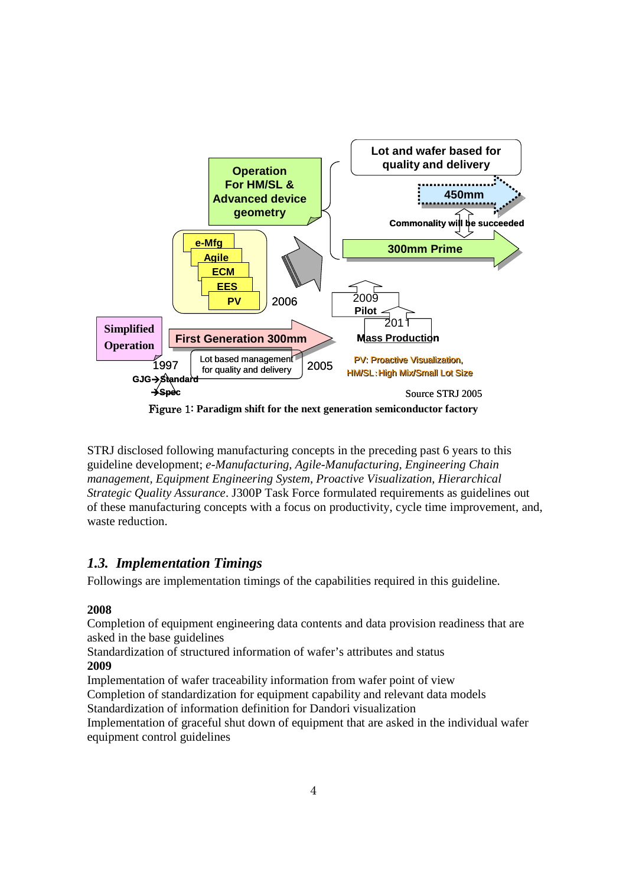Figure 1: Paradigm shift for the next generation semiconductor factory

STRJ disclosed following manufacturing concepts in the preceding past 6 years to this guideline development; *e-Manufacturing, Agile-Manufacturing, Engineering Chain management, Equipment Engineering System, Proactive Visualization, Hierarchical Strategic Quality Assurance*. J300P Task Force formulated requirements as guidelines out of these manufacturing concepts with a focus on productivity, cycle time improvement, and, waste reduction.

## *1.3. Implementation Timings*

Followings are implementation timings of the capabilities required in this guideline.

**2008**

Completion of equipment engineering data contents and data provision readiness that are asked in the base guidelines

Standardization of structured information of wafer's attributes and status

**2009**

Implementation of wafer traceability information from wafer point of view

Completion of standardization for equipment capability and relevant data models

Standardization of information definition for Dandori visualization

Implementation of graceful shut down of equipment that are asked in the individual wafer equipment control guidelines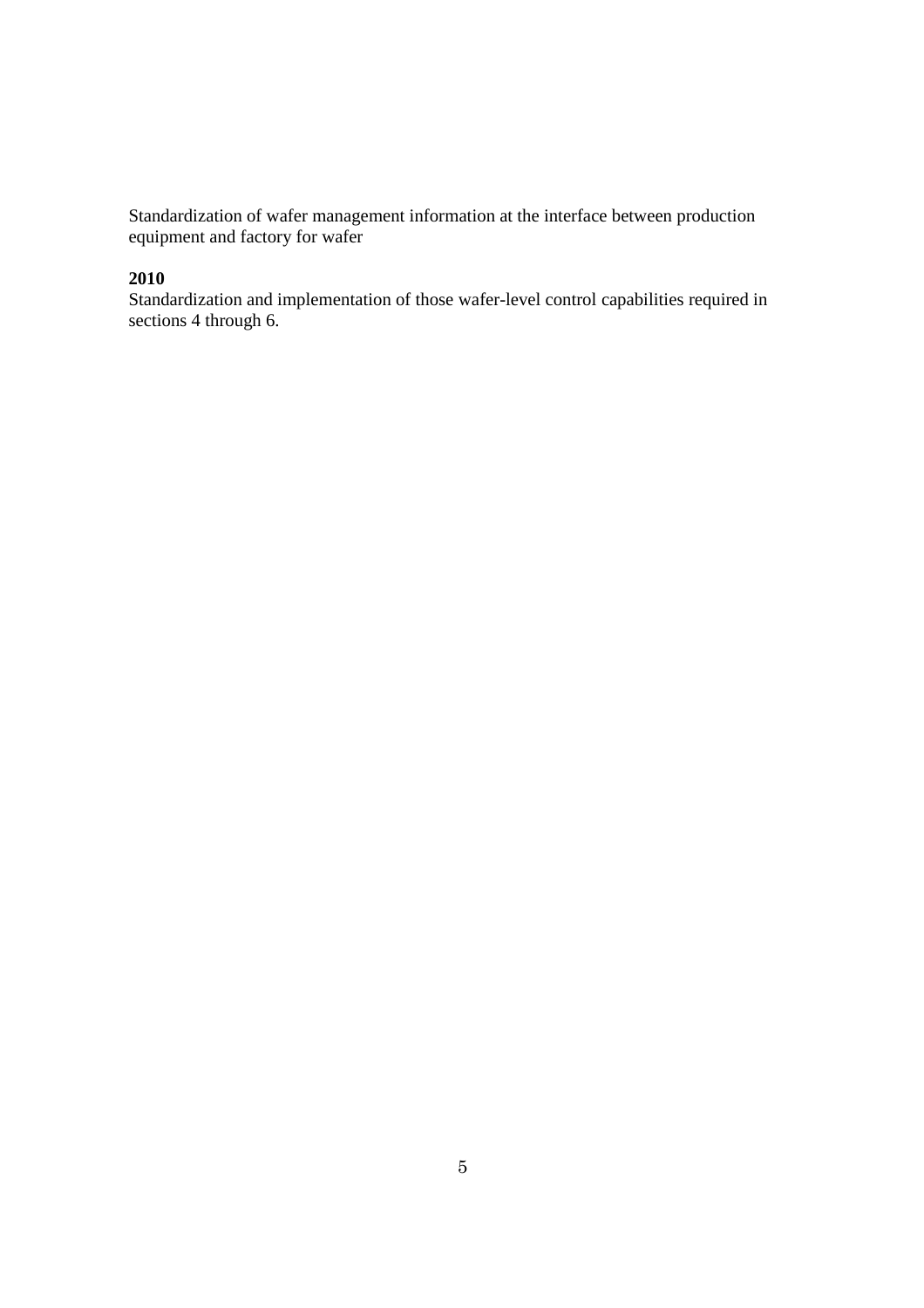Standardization of wafer management information at the interface between production equipment and factory for wafer

**2010**

Standardization and implementation of those wafer-level control capabilities required in sections 4 through 6.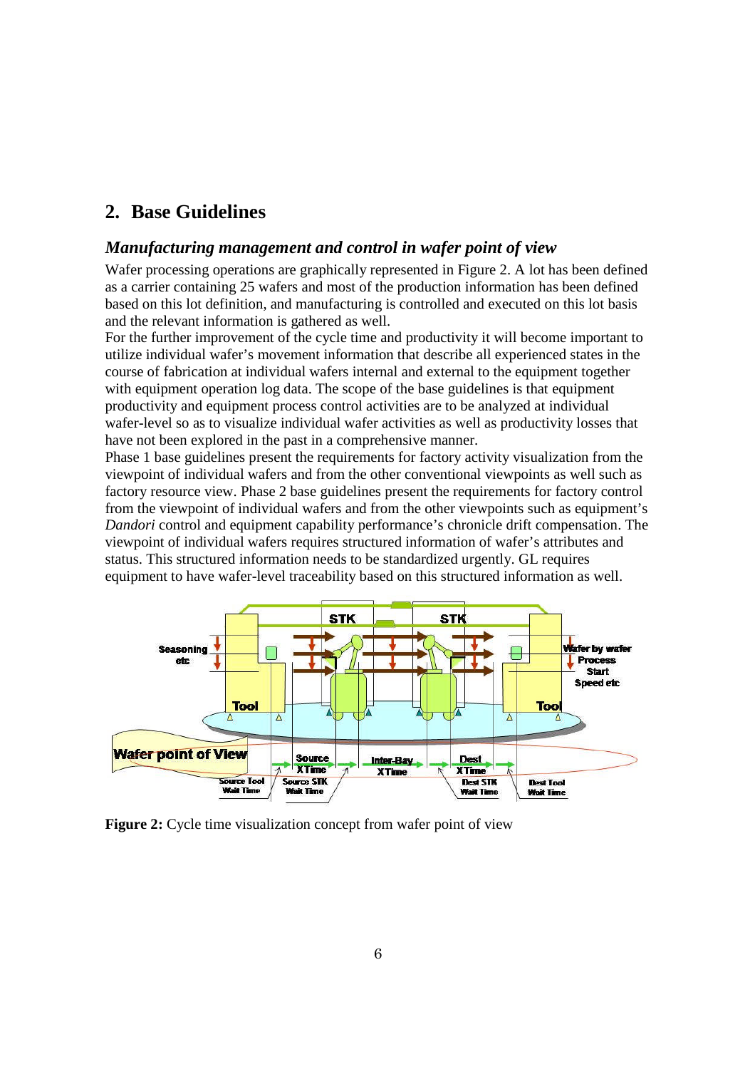## 2. Base Guidelines

### *Manufacturing management and control in wafer point of view*

Wafer processing operations are graphically represented in Figure 2. A lot has been defined as a carrier containing 25 wafers and most of the production information has been defined based on this lot definition, and manufacturing is controlled and executed on this lot basis and the relevant information is gathered as well.

For the further improvement of the cycle time and productivity it will become important to utilize individual wafer's movement information that describe all experienced states in the course of fabrication at individual wafers internal and external to the equipment together with equipment operation log data. The scope of the base guidelines is that equipment productivity and equipment process control activities are to be analyzed at individual wafer-level so as to visualize individual wafer activities as well as productivity losses that have not been explored in the past in a comprehensive manner.

Phase 1 base guidelines present the requirements for factory activity visualization from the viewpoint of individual wafers and from the other conventional viewpoints as well such as factory resource view. Phase 2 base guidelines present the requirements for factory control from the viewpoint of individual wafers and from the other viewpoints such as equipment's *Dandori* control and equipment capability performance's chronicle drift compensation. The viewpoint of individual wafers requires structured information of wafer's attributes and status. This structured information needs to be standardized urgently. GL requires equipment to have wafer-level traceability based on this structured information as well.

**Figure 2:** Cycle time visualization concept from wafer point of view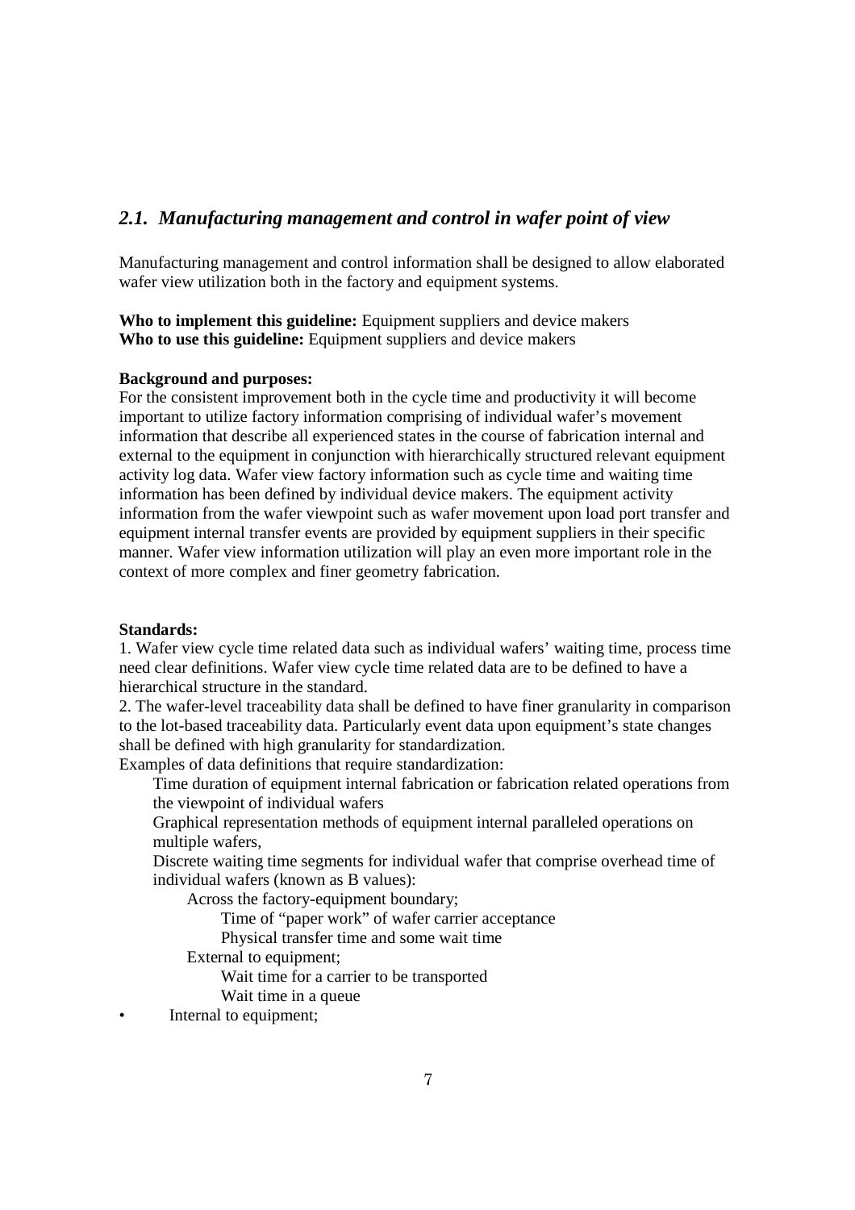## *2.1. Manufacturing management and control in wafer point of view*

Manufacturing management and control information shall be designed to allow elaborated wafer view utilization both in the factory and equipment systems.

**Who to implement this guideline:** Equipment suppliers and device makers
**Who to use this guideline:** Equipment suppliers and device makers

**Background and purposes:**
For the consistent improvement both in the cycle time and productivity it will become important to utilize factory information comprising of individual wafer's movement information that describe all experienced states in the course of fabrication internal and external to the equipment in conjunction with hierarchically structured relevant equipment activity log data. Wafer view factory information such as cycle time and waiting time information has been defined by individual device makers. The equipment activity information from the wafer viewpoint such as wafer movement upon load port transfer and equipment internal transfer events are provided by equipment suppliers in their specific manner. Wafer view information utilization will play an even more important role in the context of more complex and finer geometry fabrication.

**Standards:**
1. Wafer view cycle time related data such as individual wafers' waiting time, process time need clear definitions. Wafer view cycle time related data are to be defined to have a hierarchical structure in the standard.
2. The wafer-level traceability data shall be defined to have finer granularity in comparison to the lot-based traceability data. Particularly event data upon equipment's state changes shall be defined with high granularity for standardization.
Examples of data definitions that require standardization:

- Time duration of equipment internal fabrication or fabrication related operations from the viewpoint of individual wafers
- Graphical representation methods of equipment internal paralleled operations on multiple wafers,
- Discrete waiting time segments for individual wafer that comprise overhead time of individual wafers (known as B values):
    - Across the factory-equipment boundary;
        - Time of "paper work" of wafer carrier acceptance
        - Physical transfer time and some wait time
    - External to equipment;
        - Wait time for a carrier to be transported
        - Wait time in a queue
- Internal to equipment;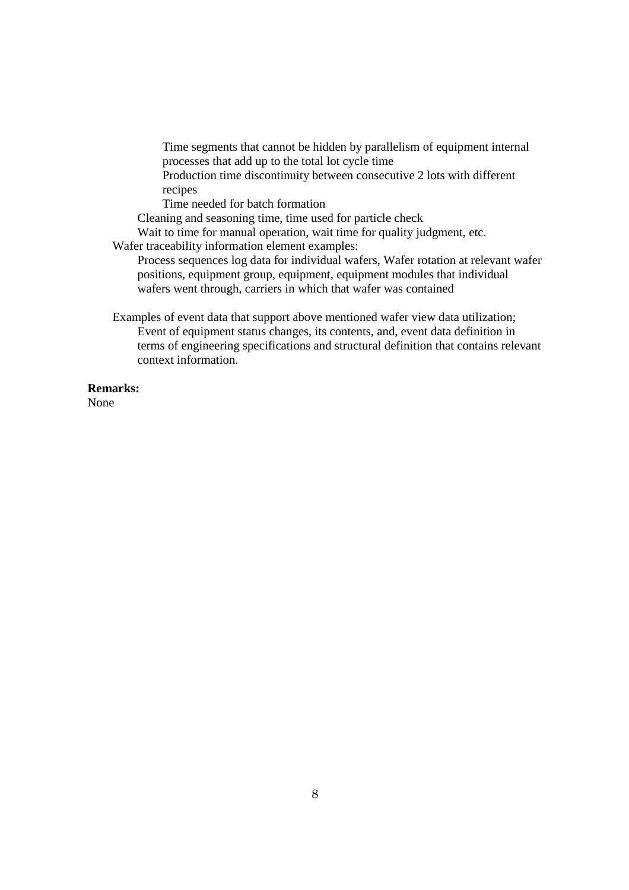- Time segments that cannot be hidden by parallelism of equipment internal processes that add up to the total lot cycle time
    - Production time discontinuity between consecutive 2 lots with different recipes
    - Time needed for batch formation
  - Cleaning and seasoning time, time used for particle check
  - Wait to time for manual operation, wait time for quality judgment, etc.
- Wafer traceability information element examples:
  - Process sequences log data for individual wafers, Wafer rotation at relevant wafer positions, equipment group, equipment, equipment modules that individual wafers went through, carriers in which that wafer was contained

Examples of event data that support above mentioned wafer view data utilization;

Event of equipment status changes, its contents, and, event data definition in terms of engineering specifications and structural definition that contains relevant context information.

**Remarks:**

None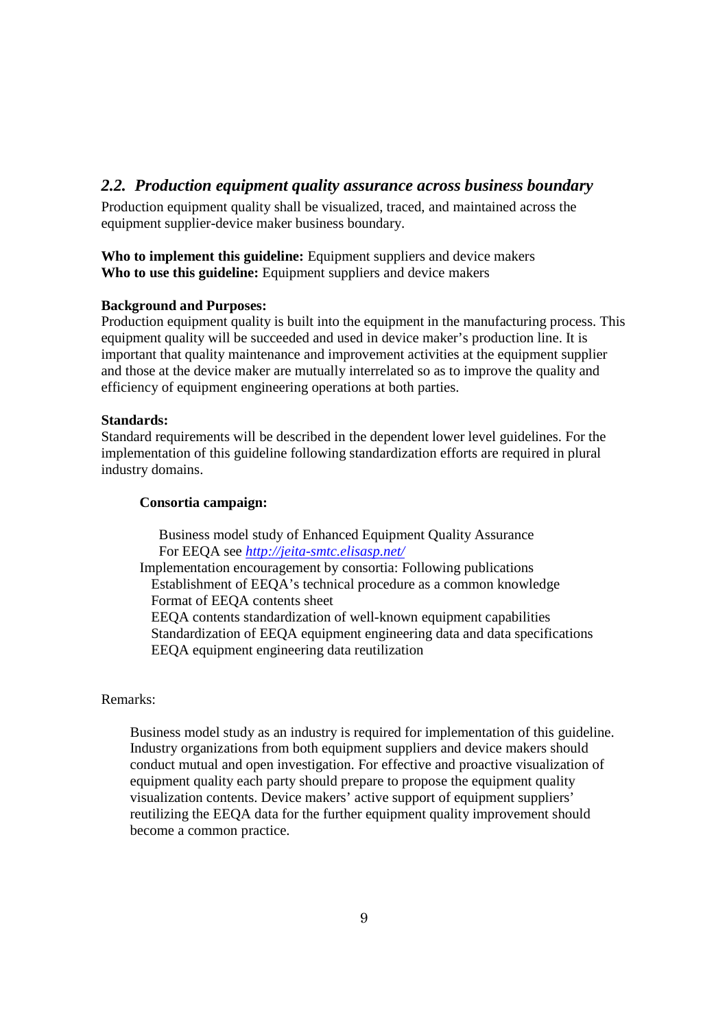## *2.2. Production equipment quality assurance across business boundary*

Production equipment quality shall be visualized, traced, and maintained across the equipment supplier-device maker business boundary.

**Who to implement this guideline:** Equipment suppliers and device makers
**Who to use this guideline:** Equipment suppliers and device makers

**Background and Purposes:**
Production equipment quality is built into the equipment in the manufacturing process. This equipment quality will be succeeded and used in device maker's production line. It is important that quality maintenance and improvement activities at the equipment supplier and those at the device maker are mutually interrelated so as to improve the quality and efficiency of equipment engineering operations at both parties.

**Standards:**
Standard requirements will be described in the dependent lower level guidelines. For the implementation of this guideline following standardization efforts are required in plural industry domains.

**Consortia campaign:**

- Business model study of Enhanced Equipment Quality Assurance
  For EEQA see *http://jeita-smtc.elisasp.net/*
- Implementation encouragement by consortia: Following publications
  - Establishment of EEQA's technical procedure as a common knowledge
  - Format of EEQA contents sheet
  - EEQA contents standardization of well-known equipment capabilities
  - Standardization of EEQA equipment engineering data and data specifications
  - EEQA equipment engineering data reutilization

Remarks:

Business model study as an industry is required for implementation of this guideline. Industry organizations from both equipment suppliers and device makers should conduct mutual and open investigation. For effective and proactive visualization of equipment quality each party should prepare to propose the equipment quality visualization contents. Device makers' active support of equipment suppliers' reutilizing the EEQA data for the further equipment quality improvement should become a common practice.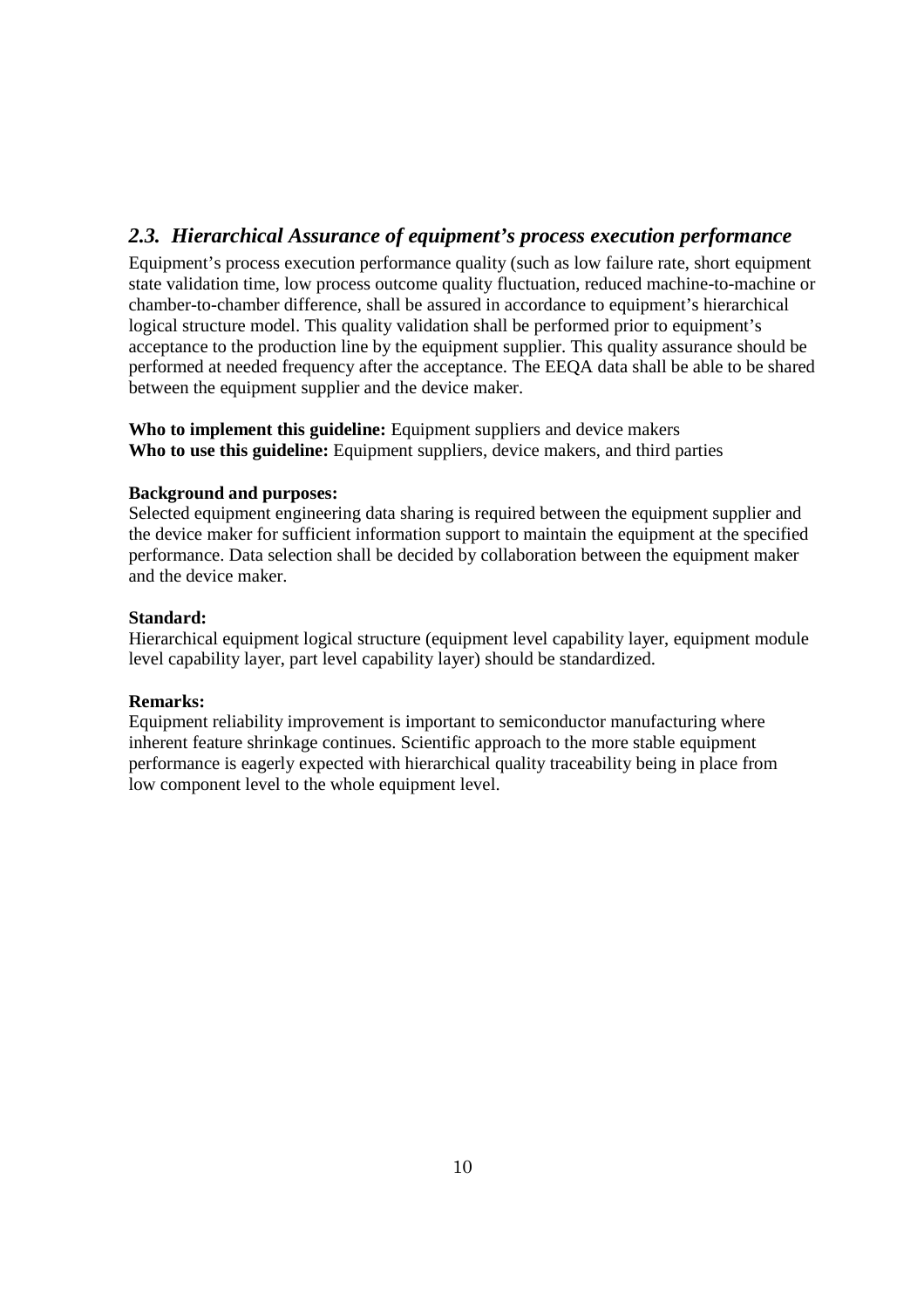## *2.3. Hierarchical Assurance of equipment's process execution performance*

Equipment's process execution performance quality (such as low failure rate, short equipment state validation time, low process outcome quality fluctuation, reduced machine-to-machine or chamber-to-chamber difference, shall be assured in accordance to equipment's hierarchical logical structure model. This quality validation shall be performed prior to equipment's acceptance to the production line by the equipment supplier. This quality assurance should be performed at needed frequency after the acceptance. The EEQA data shall be able to be shared between the equipment supplier and the device maker.

**Who to implement this guideline:** Equipment suppliers and device makers
**Who to use this guideline:** Equipment suppliers, device makers, and third parties

**Background and purposes:**
Selected equipment engineering data sharing is required between the equipment supplier and the device maker for sufficient information support to maintain the equipment at the specified performance. Data selection shall be decided by collaboration between the equipment maker and the device maker.

**Standard:**
Hierarchical equipment logical structure (equipment level capability layer, equipment module level capability layer, part level capability layer) should be standardized.

**Remarks:**
Equipment reliability improvement is important to semiconductor manufacturing where inherent feature shrinkage continues. Scientific approach to the more stable equipment performance is eagerly expected with hierarchical quality traceability being in place from low component level to the whole equipment level.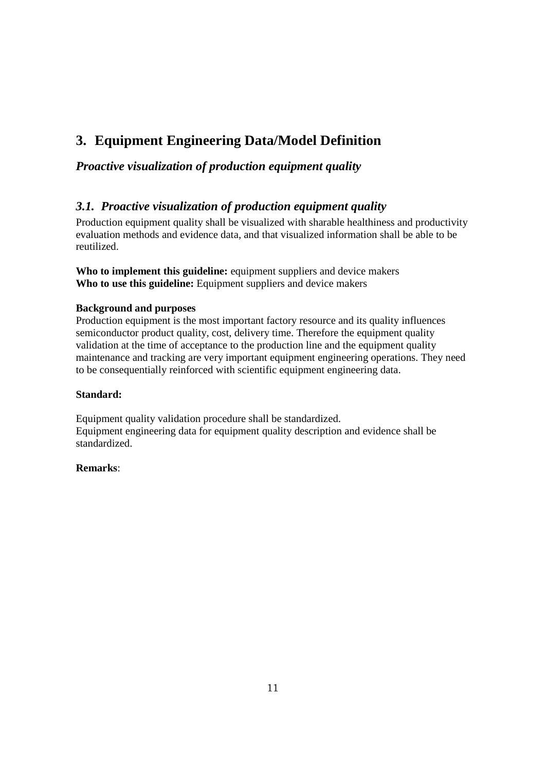# 3. Equipment Engineering Data/Model Definition

***Proactive visualization of production equipment quality***

## *3.1. Proactive visualization of production equipment quality*

Production equipment quality shall be visualized with sharable healthiness and productivity evaluation methods and evidence data, and that visualized information shall be able to be reutilized.

**Who to implement this guideline:** equipment suppliers and device makers
**Who to use this guideline:** Equipment suppliers and device makers

**Background and purposes**
Production equipment is the most important factory resource and its quality influences semiconductor product quality, cost, delivery time. Therefore the equipment quality validation at the time of acceptance to the production line and the equipment quality maintenance and tracking are very important equipment engineering operations. They need to be consequentially reinforced with scientific equipment engineering data.

**Standard:**

Equipment quality validation procedure shall be standardized.
Equipment engineering data for equipment quality description and evidence shall be standardized.

**Remarks**: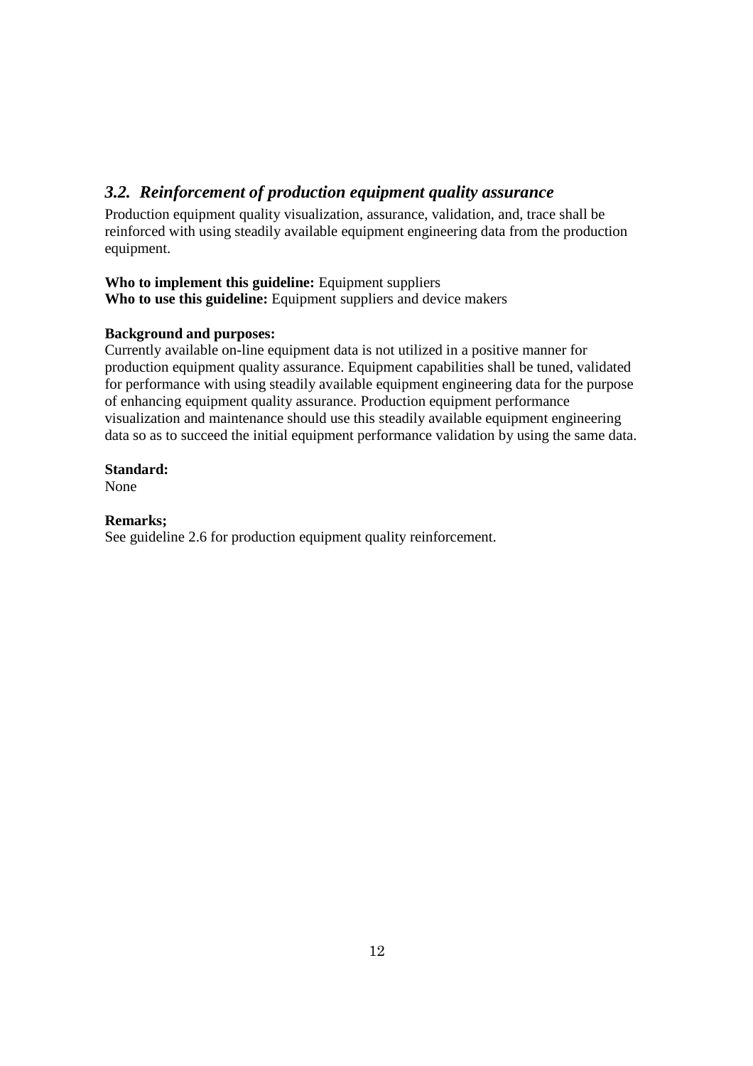### *3.2. Reinforcement of production equipment quality assurance*

Production equipment quality visualization, assurance, validation, and, trace shall be reinforced with using steadily available equipment engineering data from the production equipment.

**Who to implement this guideline:** Equipment suppliers
**Who to use this guideline:** Equipment suppliers and device makers

**Background and purposes:**
Currently available on-line equipment data is not utilized in a positive manner for production equipment quality assurance. Equipment capabilities shall be tuned, validated for performance with using steadily available equipment engineering data for the purpose of enhancing equipment quality assurance. Production equipment performance visualization and maintenance should use this steadily available equipment engineering data so as to succeed the initial equipment performance validation by using the same data.

**Standard:**
None

**Remarks;**
See guideline 2.6 for production equipment quality reinforcement.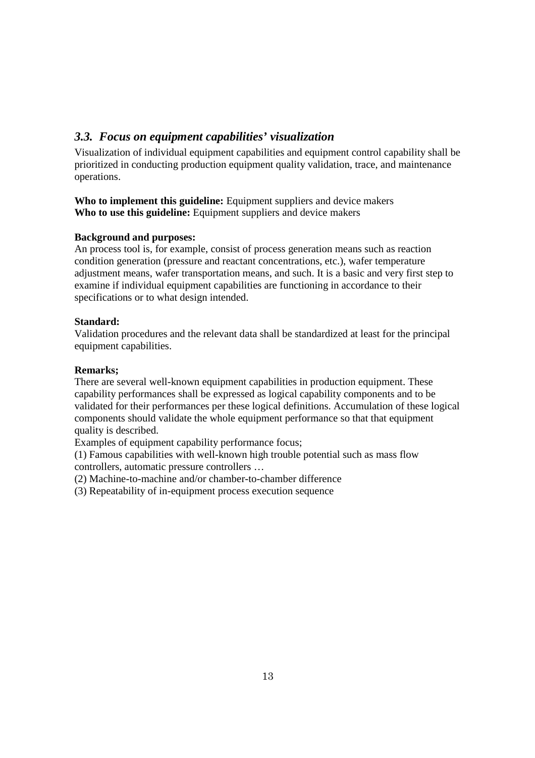### *3.3. Focus on equipment capabilities' visualization*

Visualization of individual equipment capabilities and equipment control capability shall be prioritized in conducting production equipment quality validation, trace, and maintenance operations.

**Who to implement this guideline:** Equipment suppliers and device makers
**Who to use this guideline:** Equipment suppliers and device makers

**Background and purposes:**
An process tool is, for example, consist of process generation means such as reaction condition generation (pressure and reactant concentrations, etc.), wafer temperature adjustment means, wafer transportation means, and such. It is a basic and very first step to examine if individual equipment capabilities are functioning in accordance to their specifications or to what design intended.

**Standard:**
Validation procedures and the relevant data shall be standardized at least for the principal equipment capabilities.

**Remarks;**
There are several well-known equipment capabilities in production equipment. These capability performances shall be expressed as logical capability components and to be validated for their performances per these logical definitions. Accumulation of these logical components should validate the whole equipment performance so that that equipment quality is described.
Examples of equipment capability performance focus;
(1) Famous capabilities with well-known high trouble potential such as mass flow controllers, automatic pressure controllers …
(2) Machine-to-machine and/or chamber-to-chamber difference
(3) Repeatability of in-equipment process execution sequence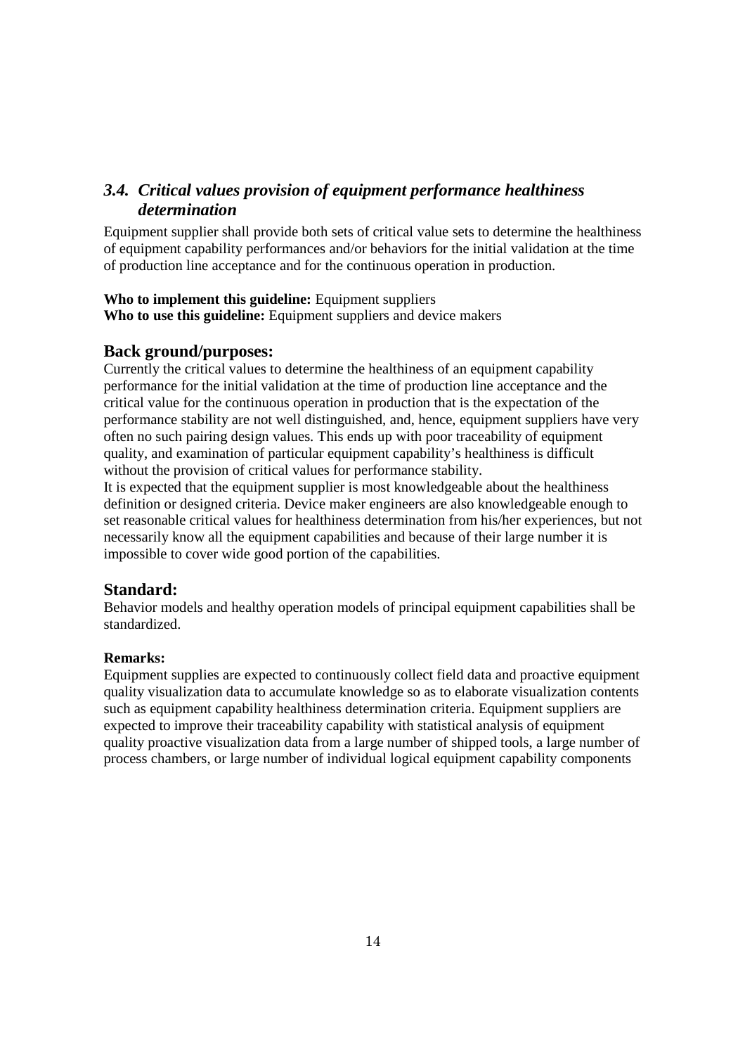## *3.4. Critical values provision of equipment performance healthiness determination*

Equipment supplier shall provide both sets of critical value sets to determine the healthiness of equipment capability performances and/or behaviors for the initial validation at the time of production line acceptance and for the continuous operation in production.

**Who to implement this guideline:** Equipment suppliers
**Who to use this guideline:** Equipment suppliers and device makers

### Back ground/purposes:

Currently the critical values to determine the healthiness of an equipment capability performance for the initial validation at the time of production line acceptance and the critical value for the continuous operation in production that is the expectation of the performance stability are not well distinguished, and, hence, equipment suppliers have very often no such pairing design values. This ends up with poor traceability of equipment quality, and examination of particular equipment capability's healthiness is difficult without the provision of critical values for performance stability.
It is expected that the equipment supplier is most knowledgeable about the healthiness definition or designed criteria. Device maker engineers are also knowledgeable enough to set reasonable critical values for healthiness determination from his/her experiences, but not necessarily know all the equipment capabilities and because of their large number it is impossible to cover wide good portion of the capabilities.

### Standard:

Behavior models and healthy operation models of principal equipment capabilities shall be standardized.

**Remarks:**

Equipment supplies are expected to continuously collect field data and proactive equipment quality visualization data to accumulate knowledge so as to elaborate visualization contents such as equipment capability healthiness determination criteria. Equipment suppliers are expected to improve their traceability capability with statistical analysis of equipment quality proactive visualization data from a large number of shipped tools, a large number of process chambers, or large number of individual logical equipment capability components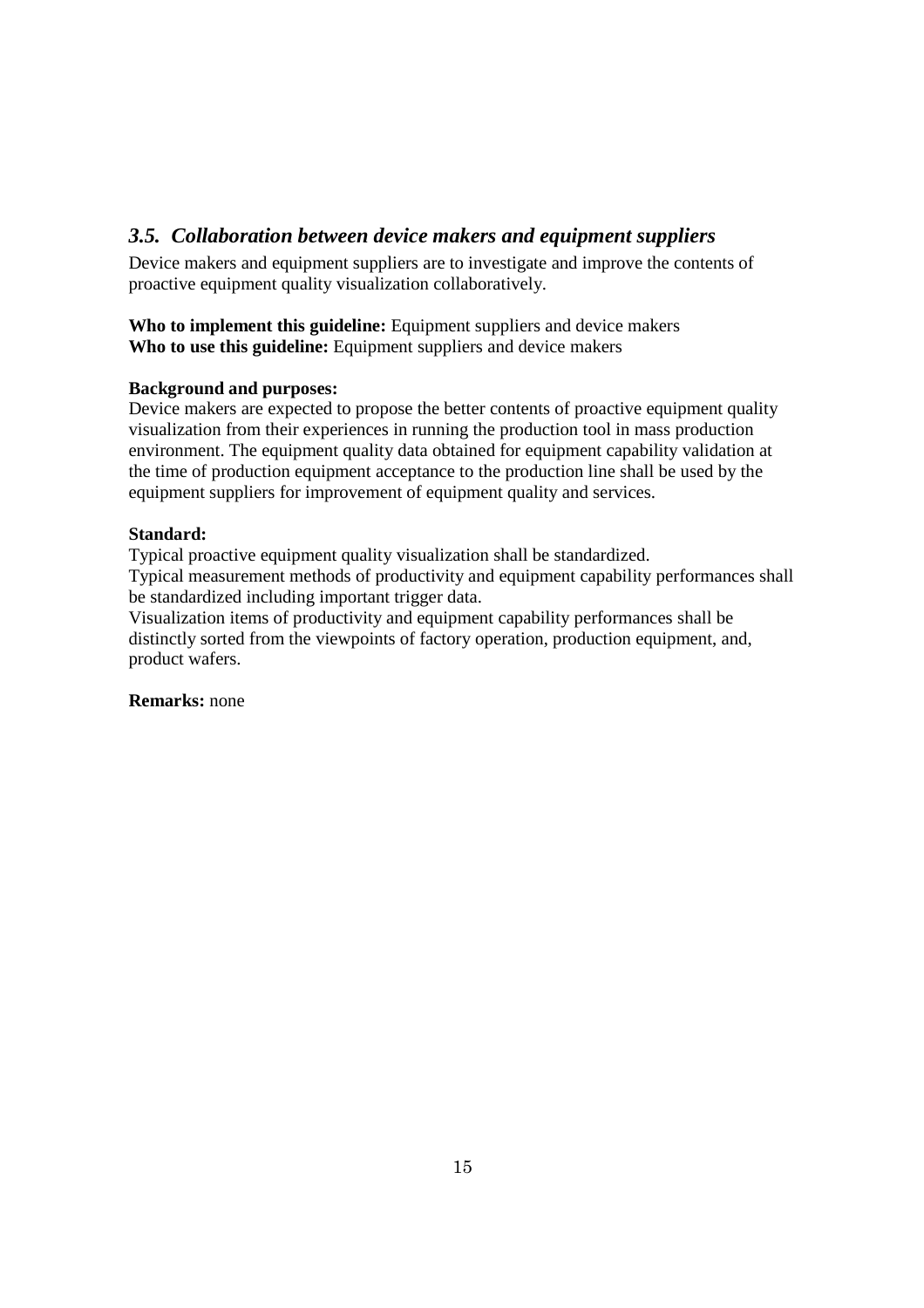### *3.5. Collaboration between device makers and equipment suppliers*

Device makers and equipment suppliers are to investigate and improve the contents of proactive equipment quality visualization collaboratively.

**Who to implement this guideline:** Equipment suppliers and device makers
**Who to use this guideline:** Equipment suppliers and device makers

**Background and purposes:**
Device makers are expected to propose the better contents of proactive equipment quality visualization from their experiences in running the production tool in mass production environment. The equipment quality data obtained for equipment capability validation at the time of production equipment acceptance to the production line shall be used by the equipment suppliers for improvement of equipment quality and services.

**Standard:**
Typical proactive equipment quality visualization shall be standardized.
Typical measurement methods of productivity and equipment capability performances shall be standardized including important trigger data.
Visualization items of productivity and equipment capability performances shall be distinctly sorted from the viewpoints of factory operation, production equipment, and, product wafers.

**Remarks:** none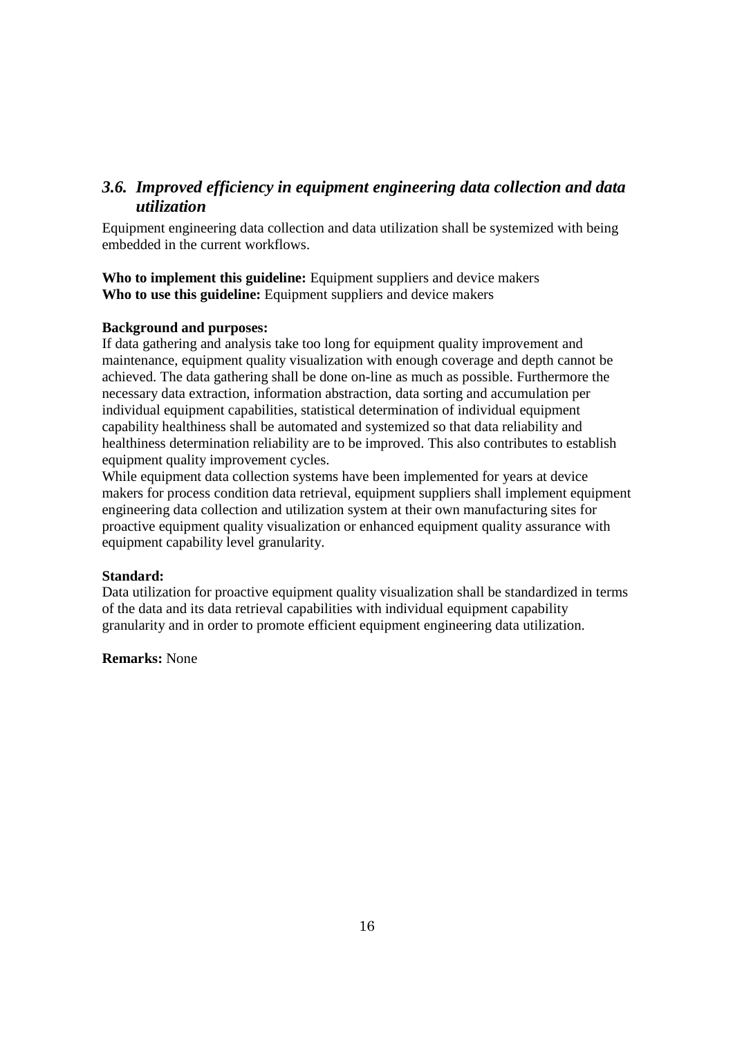### *3.6. Improved efficiency in equipment engineering data collection and data utilization*

Equipment engineering data collection and data utilization shall be systemized with being embedded in the current workflows.

**Who to implement this guideline:** Equipment suppliers and device makers
**Who to use this guideline:** Equipment suppliers and device makers

**Background and purposes:**
If data gathering and analysis take too long for equipment quality improvement and maintenance, equipment quality visualization with enough coverage and depth cannot be achieved. The data gathering shall be done on-line as much as possible. Furthermore the necessary data extraction, information abstraction, data sorting and accumulation per individual equipment capabilities, statistical determination of individual equipment capability healthiness shall be automated and systemized so that data reliability and healthiness determination reliability are to be improved. This also contributes to establish equipment quality improvement cycles.
While equipment data collection systems have been implemented for years at device makers for process condition data retrieval, equipment suppliers shall implement equipment engineering data collection and utilization system at their own manufacturing sites for proactive equipment quality visualization or enhanced equipment quality assurance with equipment capability level granularity.

**Standard:**
Data utilization for proactive equipment quality visualization shall be standardized in terms of the data and its data retrieval capabilities with individual equipment capability granularity and in order to promote efficient equipment engineering data utilization.

**Remarks:** None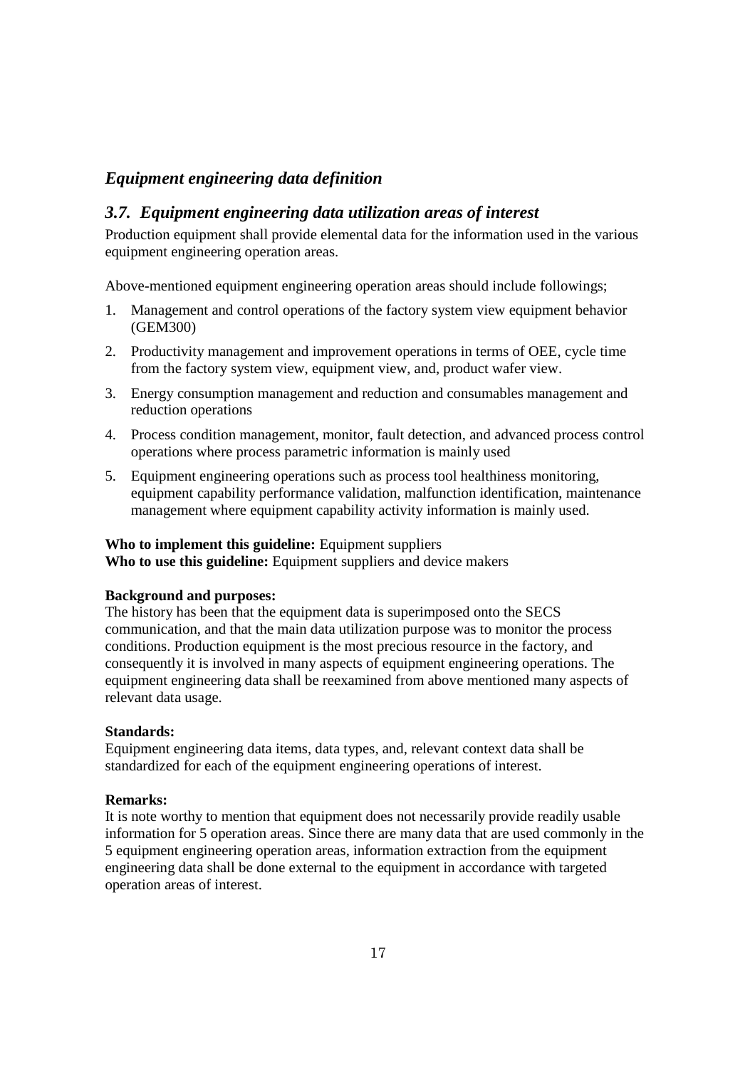## *Equipment engineering data definition*

### *3.7. Equipment engineering data utilization areas of interest*

Production equipment shall provide elemental data for the information used in the various equipment engineering operation areas.

Above-mentioned equipment engineering operation areas should include followings;

1. Management and control operations of the factory system view equipment behavior (GEM300)
2. Productivity management and improvement operations in terms of OEE, cycle time from the factory system view, equipment view, and, product wafer view.
3. Energy consumption management and reduction and consumables management and reduction operations
4. Process condition management, monitor, fault detection, and advanced process control operations where process parametric information is mainly used
5. Equipment engineering operations such as process tool healthiness monitoring, equipment capability performance validation, malfunction identification, maintenance management where equipment capability activity information is mainly used.

**Who to implement this guideline:** Equipment suppliers
**Who to use this guideline:** Equipment suppliers and device makers

**Background and purposes:**
The history has been that the equipment data is superimposed onto the SECS communication, and that the main data utilization purpose was to monitor the process conditions. Production equipment is the most precious resource in the factory, and consequently it is involved in many aspects of equipment engineering operations. The equipment engineering data shall be reexamined from above mentioned many aspects of relevant data usage.

**Standards:**
Equipment engineering data items, data types, and, relevant context data shall be standardized for each of the equipment engineering operations of interest.

**Remarks:**
It is note worthy to mention that equipment does not necessarily provide readily usable information for 5 operation areas. Since there are many data that are used commonly in the 5 equipment engineering operation areas, information extraction from the equipment engineering data shall be done external to the equipment in accordance with targeted operation areas of interest.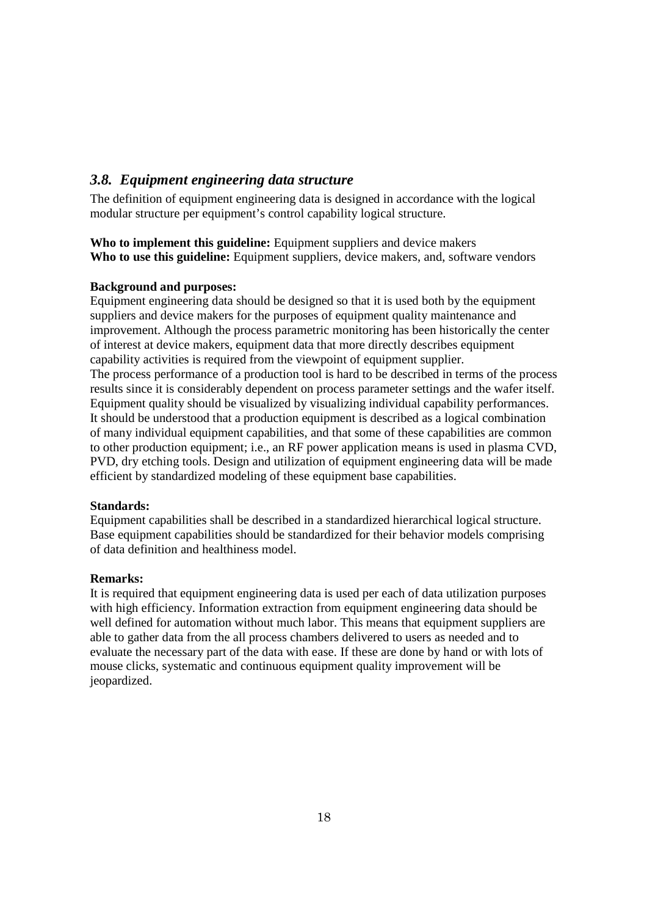## *3.8. Equipment engineering data structure*

The definition of equipment engineering data is designed in accordance with the logical modular structure per equipment's control capability logical structure.

**Who to implement this guideline:** Equipment suppliers and device makers
**Who to use this guideline:** Equipment suppliers, device makers, and, software vendors

**Background and purposes:**
Equipment engineering data should be designed so that it is used both by the equipment suppliers and device makers for the purposes of equipment quality maintenance and improvement. Although the process parametric monitoring has been historically the center of interest at device makers, equipment data that more directly describes equipment capability activities is required from the viewpoint of equipment supplier.
The process performance of a production tool is hard to be described in terms of the process results since it is considerably dependent on process parameter settings and the wafer itself. Equipment quality should be visualized by visualizing individual capability performances. It should be understood that a production equipment is described as a logical combination of many individual equipment capabilities, and that some of these capabilities are common to other production equipment; i.e., an RF power application means is used in plasma CVD, PVD, dry etching tools. Design and utilization of equipment engineering data will be made efficient by standardized modeling of these equipment base capabilities.

**Standards:**
Equipment capabilities shall be described in a standardized hierarchical logical structure. Base equipment capabilities should be standardized for their behavior models comprising of data definition and healthiness model.

**Remarks:**
It is required that equipment engineering data is used per each of data utilization purposes with high efficiency. Information extraction from equipment engineering data should be well defined for automation without much labor. This means that equipment suppliers are able to gather data from the all process chambers delivered to users as needed and to evaluate the necessary part of the data with ease. If these are done by hand or with lots of mouse clicks, systematic and continuous equipment quality improvement will be jeopardized.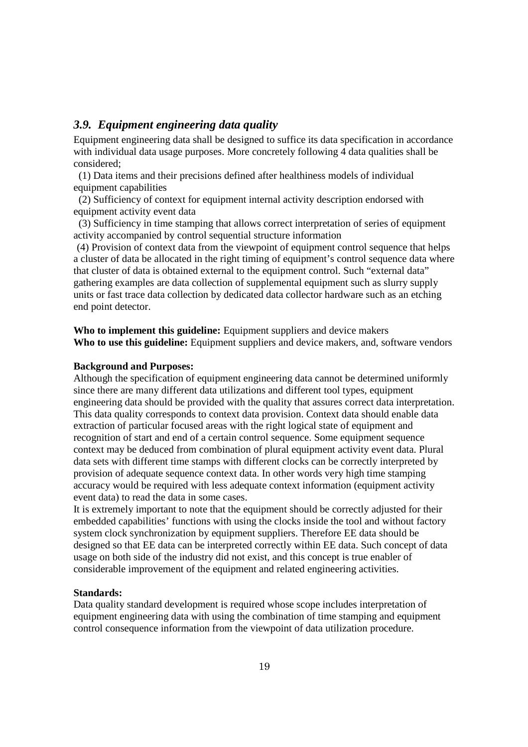### *3.9. Equipment engineering data quality*

Equipment engineering data shall be designed to suffice its data specification in accordance with individual data usage purposes. More concretely following 4 data qualities shall be considered;

(1) Data items and their precisions defined after healthiness models of individual equipment capabilities

(2) Sufficiency of context for equipment internal activity description endorsed with equipment activity event data

(3) Sufficiency in time stamping that allows correct interpretation of series of equipment activity accompanied by control sequential structure information

(4) Provision of context data from the viewpoint of equipment control sequence that helps a cluster of data be allocated in the right timing of equipment's control sequence data where that cluster of data is obtained external to the equipment control. Such "external data" gathering examples are data collection of supplemental equipment such as slurry supply units or fast trace data collection by dedicated data collector hardware such as an etching end point detector.

**Who to implement this guideline:** Equipment suppliers and device makers
**Who to use this guideline:** Equipment suppliers and device makers, and, software vendors

**Background and Purposes:**
Although the specification of equipment engineering data cannot be determined uniformly since there are many different data utilizations and different tool types, equipment engineering data should be provided with the quality that assures correct data interpretation. This data quality corresponds to context data provision. Context data should enable data extraction of particular focused areas with the right logical state of equipment and recognition of start and end of a certain control sequence. Some equipment sequence context may be deduced from combination of plural equipment activity event data. Plural data sets with different time stamps with different clocks can be correctly interpreted by provision of adequate sequence context data. In other words very high time stamping accuracy would be required with less adequate context information (equipment activity event data) to read the data in some cases.
It is extremely important to note that the equipment should be correctly adjusted for their embedded capabilities' functions with using the clocks inside the tool and without factory system clock synchronization by equipment suppliers. Therefore EE data should be designed so that EE data can be interpreted correctly within EE data. Such concept of data usage on both side of the industry did not exist, and this concept is true enabler of considerable improvement of the equipment and related engineering activities.

**Standards:**
Data quality standard development is required whose scope includes interpretation of equipment engineering data with using the combination of time stamping and equipment control consequence information from the viewpoint of data utilization procedure.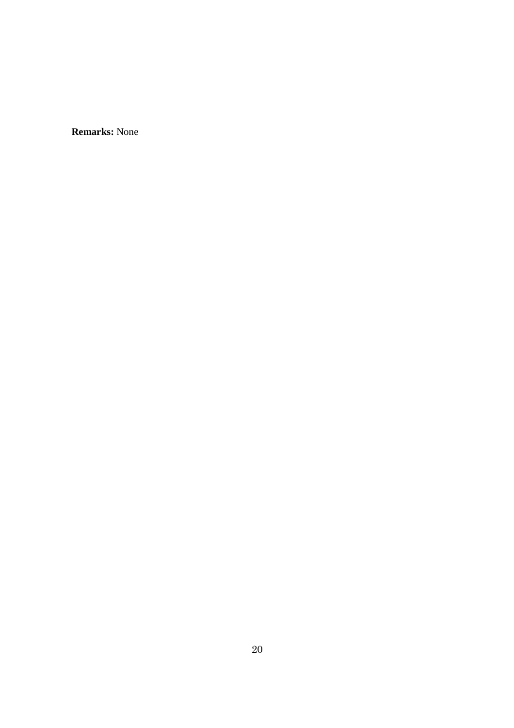**Remarks:** None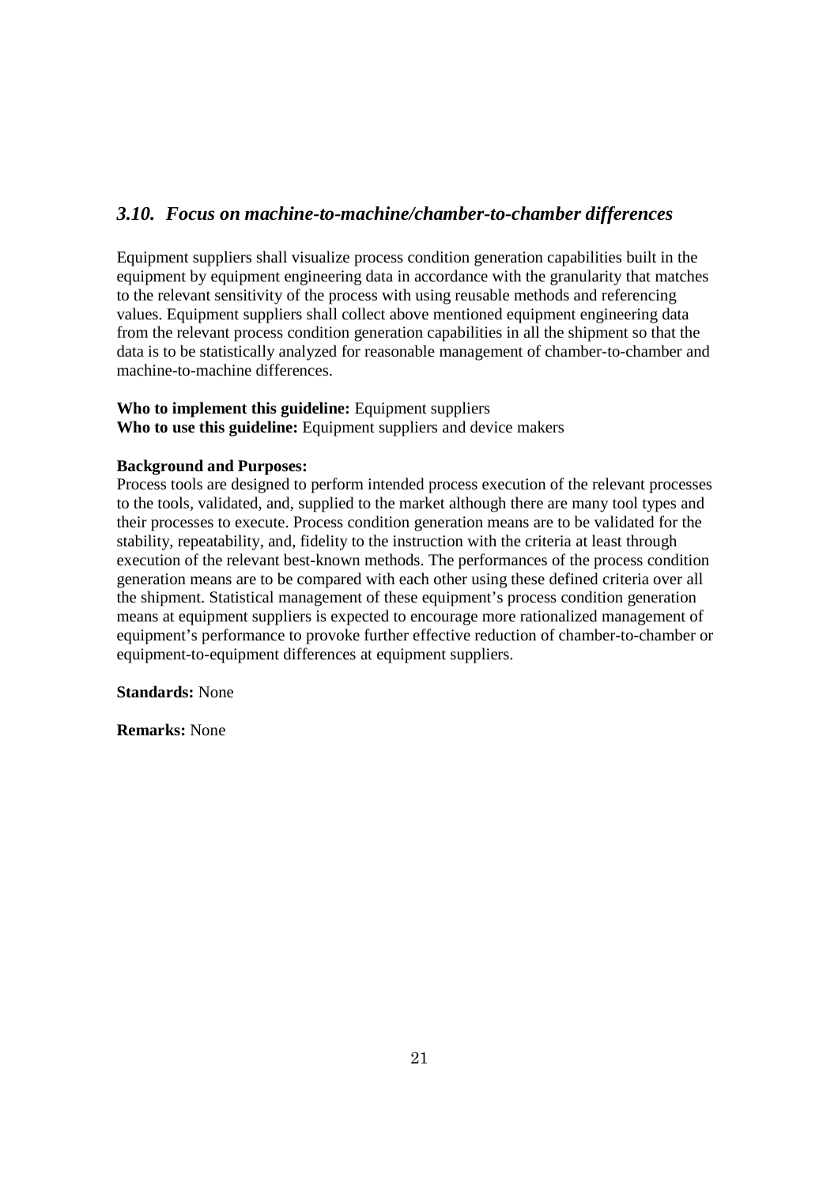### *3.10. Focus on machine-to-machine/chamber-to-chamber differences*

Equipment suppliers shall visualize process condition generation capabilities built in the equipment by equipment engineering data in accordance with the granularity that matches to the relevant sensitivity of the process with using reusable methods and referencing values. Equipment suppliers shall collect above mentioned equipment engineering data from the relevant process condition generation capabilities in all the shipment so that the data is to be statistically analyzed for reasonable management of chamber-to-chamber and machine-to-machine differences.

**Who to implement this guideline:** Equipment suppliers
**Who to use this guideline:** Equipment suppliers and device makers

**Background and Purposes:**
Process tools are designed to perform intended process execution of the relevant processes to the tools, validated, and, supplied to the market although there are many tool types and their processes to execute. Process condition generation means are to be validated for the stability, repeatability, and, fidelity to the instruction with the criteria at least through execution of the relevant best-known methods. The performances of the process condition generation means are to be compared with each other using these defined criteria over all the shipment. Statistical management of these equipment's process condition generation means at equipment suppliers is expected to encourage more rationalized management of equipment's performance to provoke further effective reduction of chamber-to-chamber or equipment-to-equipment differences at equipment suppliers.

**Standards:** None

**Remarks:** None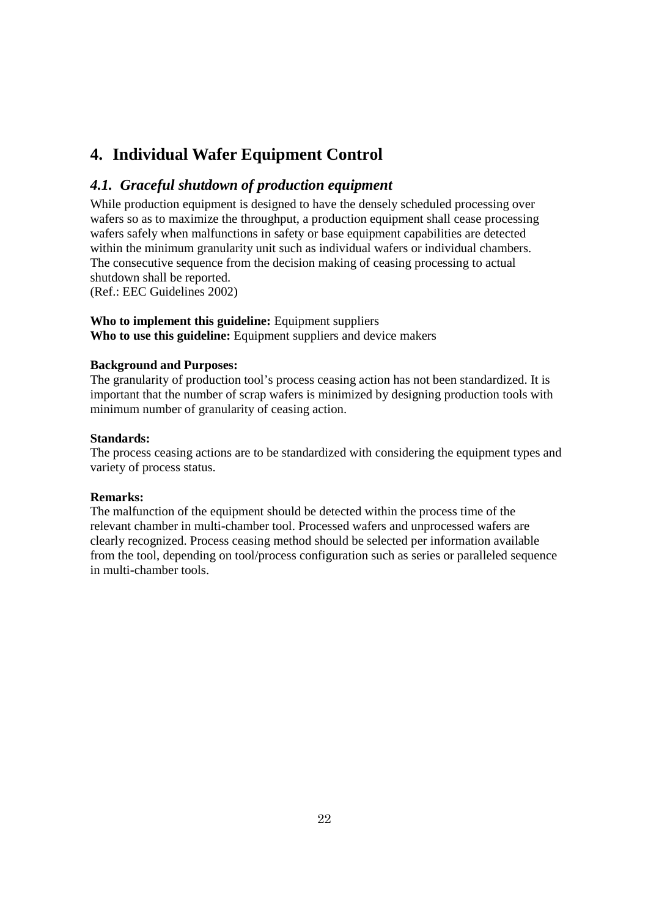# 4. Individual Wafer Equipment Control

## *4.1. Graceful shutdown of production equipment*

While production equipment is designed to have the densely scheduled processing over wafers so as to maximize the throughput, a production equipment shall cease processing wafers safely when malfunctions in safety or base equipment capabilities are detected within the minimum granularity unit such as individual wafers or individual chambers. The consecutive sequence from the decision making of ceasing processing to actual shutdown shall be reported.
(Ref.: EEC Guidelines 2002)

**Who to implement this guideline:** Equipment suppliers
**Who to use this guideline:** Equipment suppliers and device makers

**Background and Purposes:**
The granularity of production tool's process ceasing action has not been standardized. It is important that the number of scrap wafers is minimized by designing production tools with minimum number of granularity of ceasing action.

**Standards:**
The process ceasing actions are to be standardized with considering the equipment types and variety of process status.

**Remarks:**
The malfunction of the equipment should be detected within the process time of the relevant chamber in multi-chamber tool. Processed wafers and unprocessed wafers are clearly recognized. Process ceasing method should be selected per information available from the tool, depending on tool/process configuration such as series or paralleled sequence in multi-chamber tools.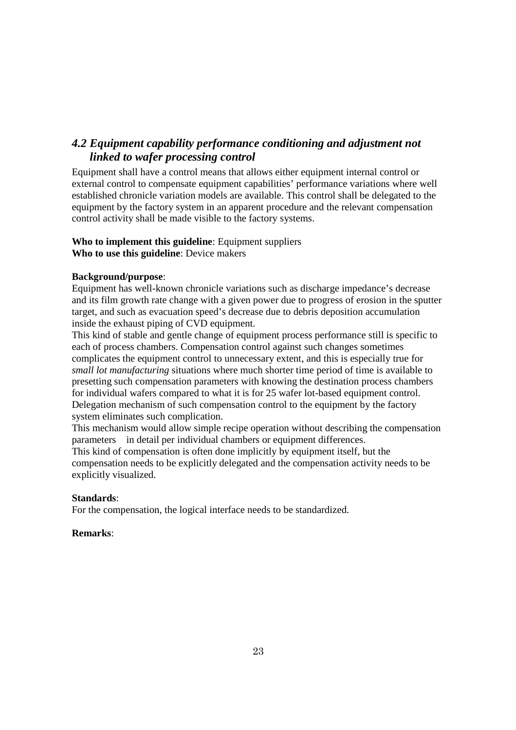## *4.2 Equipment capability performance conditioning and adjustment not linked to wafer processing control*

Equipment shall have a control means that allows either equipment internal control or external control to compensate equipment capabilities' performance variations where well established chronicle variation models are available. This control shall be delegated to the equipment by the factory system in an apparent procedure and the relevant compensation control activity shall be made visible to the factory systems.

**Who to implement this guideline**: Equipment suppliers
**Who to use this guideline**: Device makers

**Background/purpose**:
Equipment has well-known chronicle variations such as discharge impedance's decrease and its film growth rate change with a given power due to progress of erosion in the sputter target, and such as evacuation speed's decrease due to debris deposition accumulation inside the exhaust piping of CVD equipment.
This kind of stable and gentle change of equipment process performance still is specific to each of process chambers. Compensation control against such changes sometimes complicates the equipment control to unnecessary extent, and this is especially true for *small lot manufacturing* situations where much shorter time period of time is available to presetting such compensation parameters with knowing the destination process chambers for individual wafers compared to what it is for 25 wafer lot-based equipment control. Delegation mechanism of such compensation control to the equipment by the factory system eliminates such complication.
This mechanism would allow simple recipe operation without describing the compensation parameters in detail per individual chambers or equipment differences.
This kind of compensation is often done implicitly by equipment itself, but the compensation needs to be explicitly delegated and the compensation activity needs to be explicitly visualized.

**Standards**:
For the compensation, the logical interface needs to be standardized.

**Remarks**: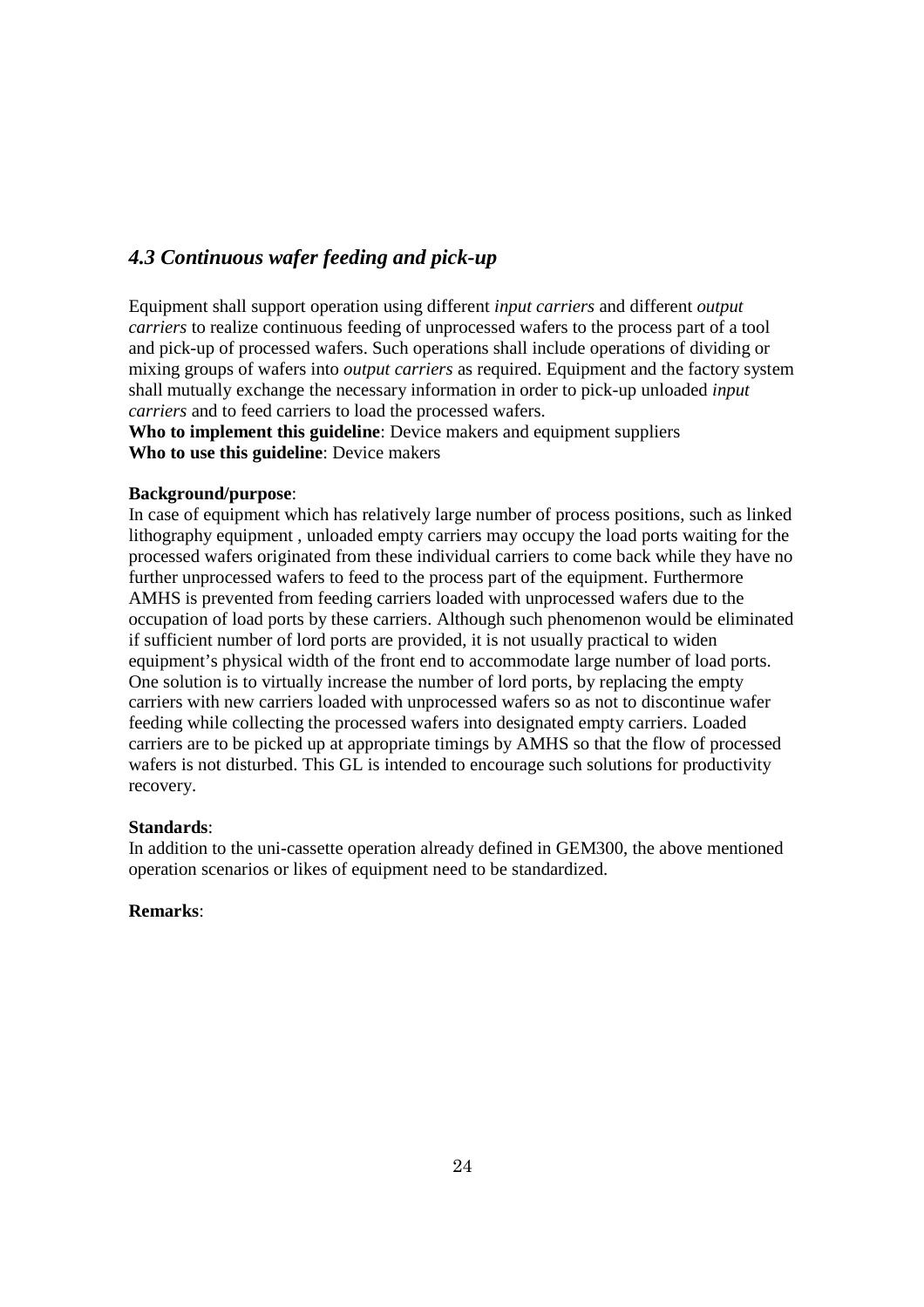## *4.3 Continuous wafer feeding and pick-up*

Equipment shall support operation using different *input carriers* and different *output carriers* to realize continuous feeding of unprocessed wafers to the process part of a tool and pick-up of processed wafers. Such operations shall include operations of dividing or mixing groups of wafers into *output carriers* as required. Equipment and the factory system shall mutually exchange the necessary information in order to pick-up unloaded *input carriers* and to feed carriers to load the processed wafers.
**Who to implement this guideline**: Device makers and equipment suppliers
**Who to use this guideline**: Device makers

**Background/purpose**:
In case of equipment which has relatively large number of process positions, such as linked lithography equipment , unloaded empty carriers may occupy the load ports waiting for the processed wafers originated from these individual carriers to come back while they have no further unprocessed wafers to feed to the process part of the equipment. Furthermore AMHS is prevented from feeding carriers loaded with unprocessed wafers due to the occupation of load ports by these carriers. Although such phenomenon would be eliminated if sufficient number of lord ports are provided, it is not usually practical to widen equipment's physical width of the front end to accommodate large number of load ports. One solution is to virtually increase the number of lord ports, by replacing the empty carriers with new carriers loaded with unprocessed wafers so as not to discontinue wafer feeding while collecting the processed wafers into designated empty carriers. Loaded carriers are to be picked up at appropriate timings by AMHS so that the flow of processed wafers is not disturbed. This GL is intended to encourage such solutions for productivity recovery.

**Standards**:
In addition to the uni-cassette operation already defined in GEM300, the above mentioned operation scenarios or likes of equipment need to be standardized.

**Remarks**: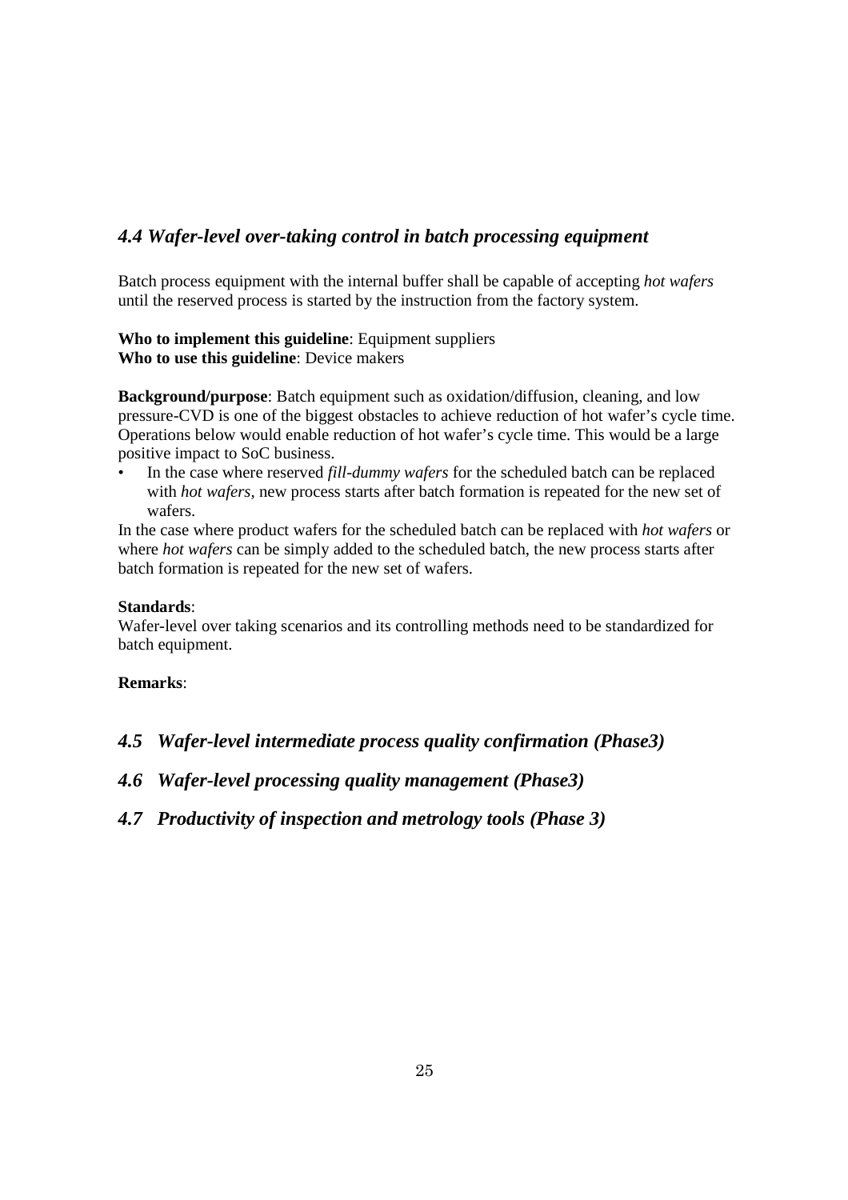## *4.4 Wafer-level over-taking control in batch processing equipment*

Batch process equipment with the internal buffer shall be capable of accepting *hot wafers* until the reserved process is started by the instruction from the factory system.

**Who to implement this guideline**: Equipment suppliers
**Who to use this guideline**: Device makers

**Background/purpose**: Batch equipment such as oxidation/diffusion, cleaning, and low pressure-CVD is one of the biggest obstacles to achieve reduction of hot wafer's cycle time. Operations below would enable reduction of hot wafer's cycle time. This would be a large positive impact to SoC business.

- In the case where reserved *fill-dummy wafers* for the scheduled batch can be replaced with *hot wafers*, new process starts after batch formation is repeated for the new set of wafers.

In the case where product wafers for the scheduled batch can be replaced with *hot wafers* or where *hot wafers* can be simply added to the scheduled batch, the new process starts after batch formation is repeated for the new set of wafers.

**Standards**:
Wafer-level over taking scenarios and its controlling methods need to be standardized for batch equipment.

**Remarks**:

## *4.5 Wafer-level intermediate process quality confirmation (Phase3)*

## *4.6 Wafer-level processing quality management (Phase3)*

## *4.7 Productivity of inspection and metrology tools (Phase 3)*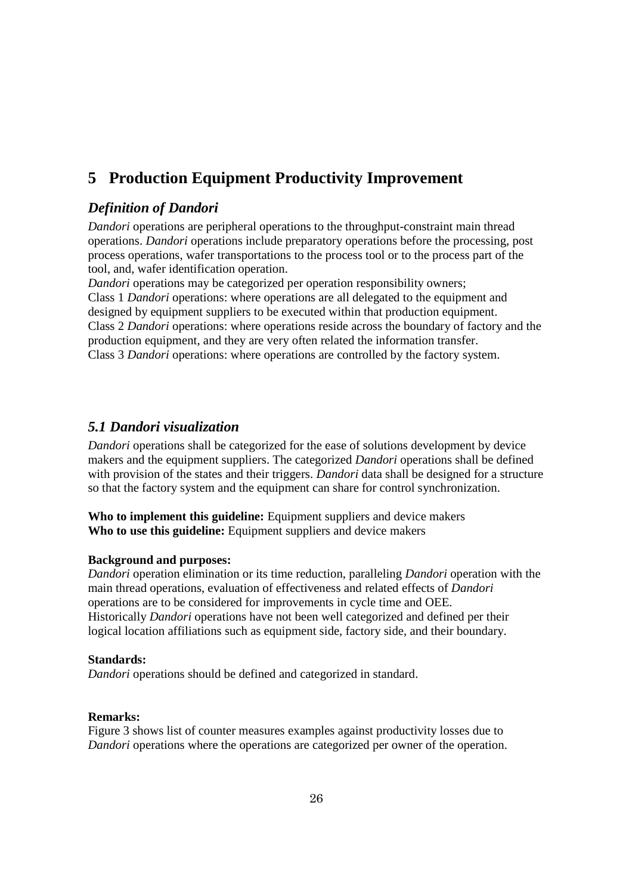# 5 Production Equipment Productivity Improvement

## *Definition of Dandori*

*Dandori* operations are peripheral operations to the throughput-constraint main thread operations. *Dandori* operations include preparatory operations before the processing, post process operations, wafer transportations to the process tool or to the process part of the tool, and, wafer identification operation.

*Dandori* operations may be categorized per operation responsibility owners;

Class 1 *Dandori* operations: where operations are all delegated to the equipment and designed by equipment suppliers to be executed within that production equipment.

Class 2 *Dandori* operations: where operations reside across the boundary of factory and the production equipment, and they are very often related the information transfer.

Class 3 *Dandori* operations: where operations are controlled by the factory system.

## *5.1 Dandori visualization*

*Dandori* operations shall be categorized for the ease of solutions development by device makers and the equipment suppliers. The categorized *Dandori* operations shall be defined with provision of the states and their triggers. *Dandori* data shall be designed for a structure so that the factory system and the equipment can share for control synchronization.

**Who to implement this guideline:** Equipment suppliers and device makers
**Who to use this guideline:** Equipment suppliers and device makers

**Background and purposes:**
*Dandori* operation elimination or its time reduction, paralleling *Dandori* operation with the main thread operations, evaluation of effectiveness and related effects of *Dandori* operations are to be considered for improvements in cycle time and OEE.
Historically *Dandori* operations have not been well categorized and defined per their logical location affiliations such as equipment side, factory side, and their boundary.

**Standards:**
*Dandori* operations should be defined and categorized in standard.

**Remarks:**
Figure 3 shows list of counter measures examples against productivity losses due to *Dandori* operations where the operations are categorized per owner of the operation.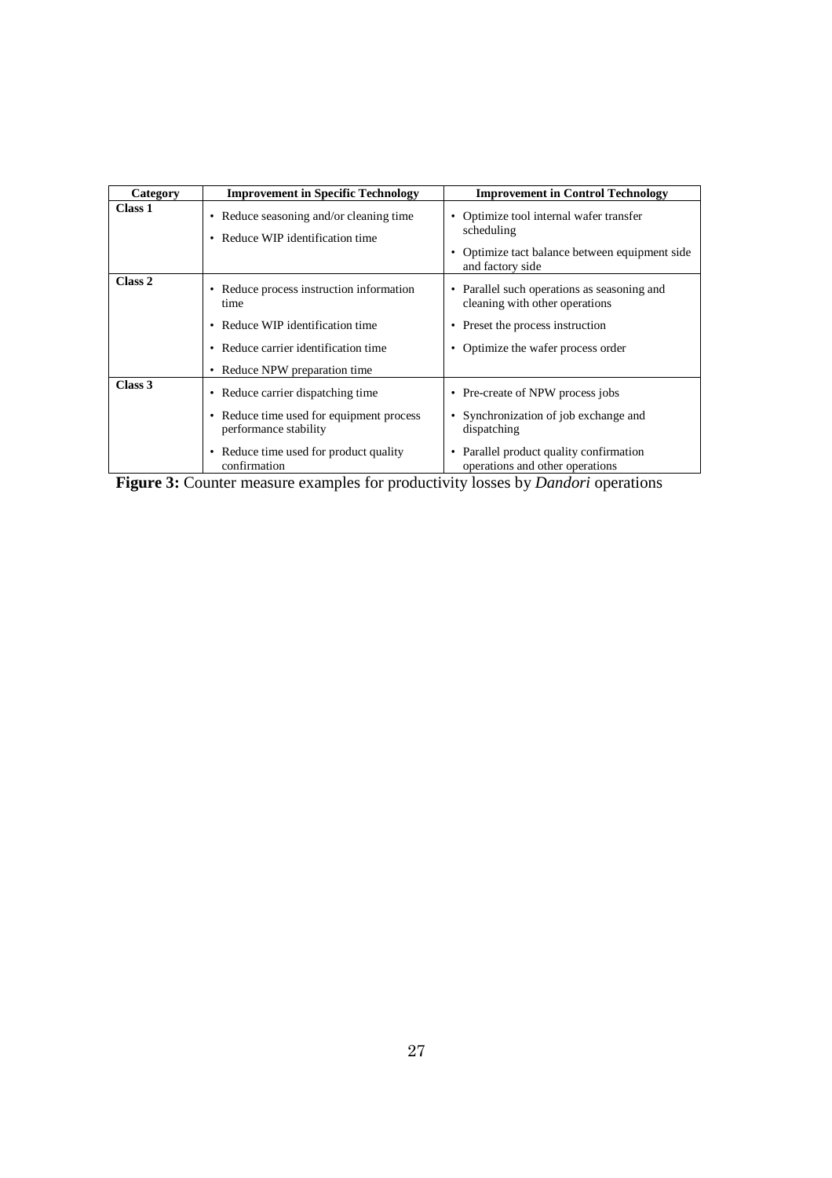| Category | Improvement in Specific Technology | Improvement in Control Technology |
|---|---|---|
| **Class 1** | • Reduce seasoning and/or cleaning time<br>• Reduce WIP identification time | • Optimize tool internal wafer transfer scheduling<br>• Optimize tact balance between equipment side and factory side |
| **Class 2** | • Reduce process instruction information time<br>• Reduce WIP identification time<br>• Reduce carrier identification time<br>• Reduce NPW preparation time | • Parallel such operations as seasoning and cleaning with other operations<br>• Preset the process instruction<br>• Optimize the wafer process order |
| **Class 3** | • Reduce carrier dispatching time<br>• Reduce time used for equipment process performance stability<br>• Reduce time used for product quality confirmation | • Pre-create of NPW process jobs<br>• Synchronization of job exchange and dispatching<br>• Parallel product quality confirmation operations and other operations |

**Figure 3:** Counter measure examples for productivity losses by *Dandori* operations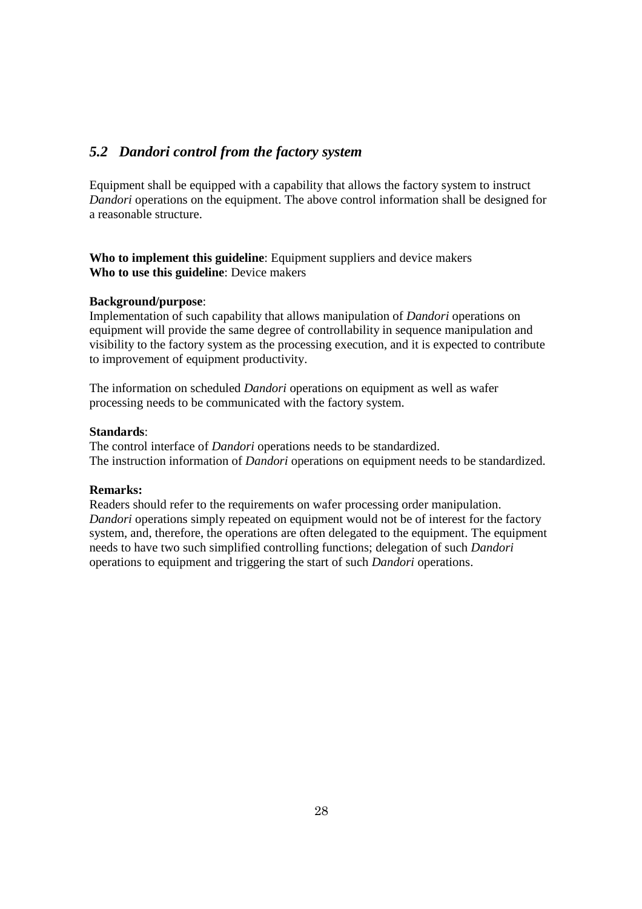## *5.2 Dandori control from the factory system*

Equipment shall be equipped with a capability that allows the factory system to instruct *Dandori* operations on the equipment. The above control information shall be designed for a reasonable structure.

**Who to implement this guideline**: Equipment suppliers and device makers
**Who to use this guideline**: Device makers

**Background/purpose**:
Implementation of such capability that allows manipulation of *Dandori* operations on equipment will provide the same degree of controllability in sequence manipulation and visibility to the factory system as the processing execution, and it is expected to contribute to improvement of equipment productivity.

The information on scheduled *Dandori* operations on equipment as well as wafer processing needs to be communicated with the factory system.

**Standards**:
The control interface of *Dandori* operations needs to be standardized.
The instruction information of *Dandori* operations on equipment needs to be standardized.

**Remarks:**
Readers should refer to the requirements on wafer processing order manipulation. *Dandori* operations simply repeated on equipment would not be of interest for the factory system, and, therefore, the operations are often delegated to the equipment. The equipment needs to have two such simplified controlling functions; delegation of such *Dandori* operations to equipment and triggering the start of such *Dandori* operations.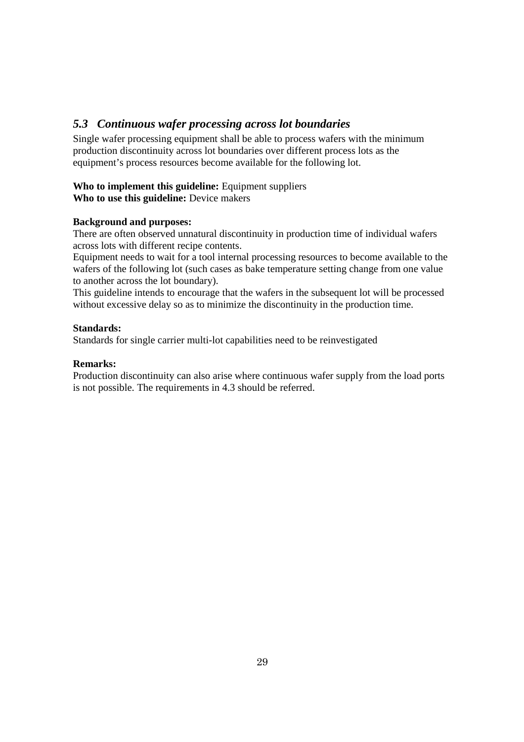## *5.3 Continuous wafer processing across lot boundaries*

Single wafer processing equipment shall be able to process wafers with the minimum production discontinuity across lot boundaries over different process lots as the equipment's process resources become available for the following lot.

**Who to implement this guideline:** Equipment suppliers
**Who to use this guideline:** Device makers

**Background and purposes:**
There are often observed unnatural discontinuity in production time of individual wafers across lots with different recipe contents.
Equipment needs to wait for a tool internal processing resources to become available to the wafers of the following lot (such cases as bake temperature setting change from one value to another across the lot boundary).
This guideline intends to encourage that the wafers in the subsequent lot will be processed without excessive delay so as to minimize the discontinuity in the production time.

**Standards:**
Standards for single carrier multi-lot capabilities need to be reinvestigated

**Remarks:**
Production discontinuity can also arise where continuous wafer supply from the load ports is not possible. The requirements in 4.3 should be referred.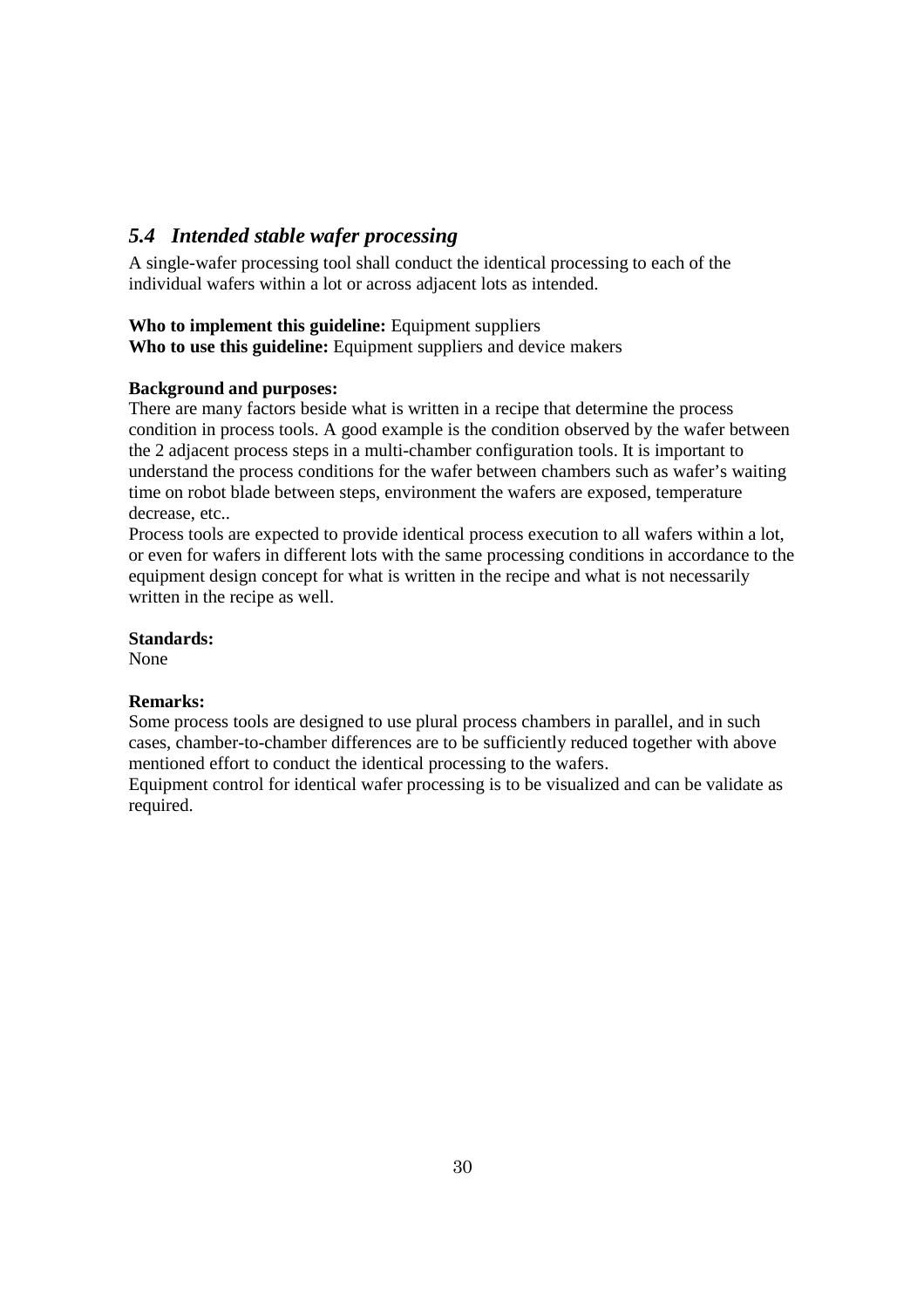## *5.4 Intended stable wafer processing*

A single-wafer processing tool shall conduct the identical processing to each of the individual wafers within a lot or across adjacent lots as intended.

**Who to implement this guideline:** Equipment suppliers
**Who to use this guideline:** Equipment suppliers and device makers

**Background and purposes:**
There are many factors beside what is written in a recipe that determine the process condition in process tools. A good example is the condition observed by the wafer between the 2 adjacent process steps in a multi-chamber configuration tools. It is important to understand the process conditions for the wafer between chambers such as wafer's waiting time on robot blade between steps, environment the wafers are exposed, temperature decrease, etc..
Process tools are expected to provide identical process execution to all wafers within a lot, or even for wafers in different lots with the same processing conditions in accordance to the equipment design concept for what is written in the recipe and what is not necessarily written in the recipe as well.

**Standards:**
None

**Remarks:**
Some process tools are designed to use plural process chambers in parallel, and in such cases, chamber-to-chamber differences are to be sufficiently reduced together with above mentioned effort to conduct the identical processing to the wafers.
Equipment control for identical wafer processing is to be visualized and can be validate as required.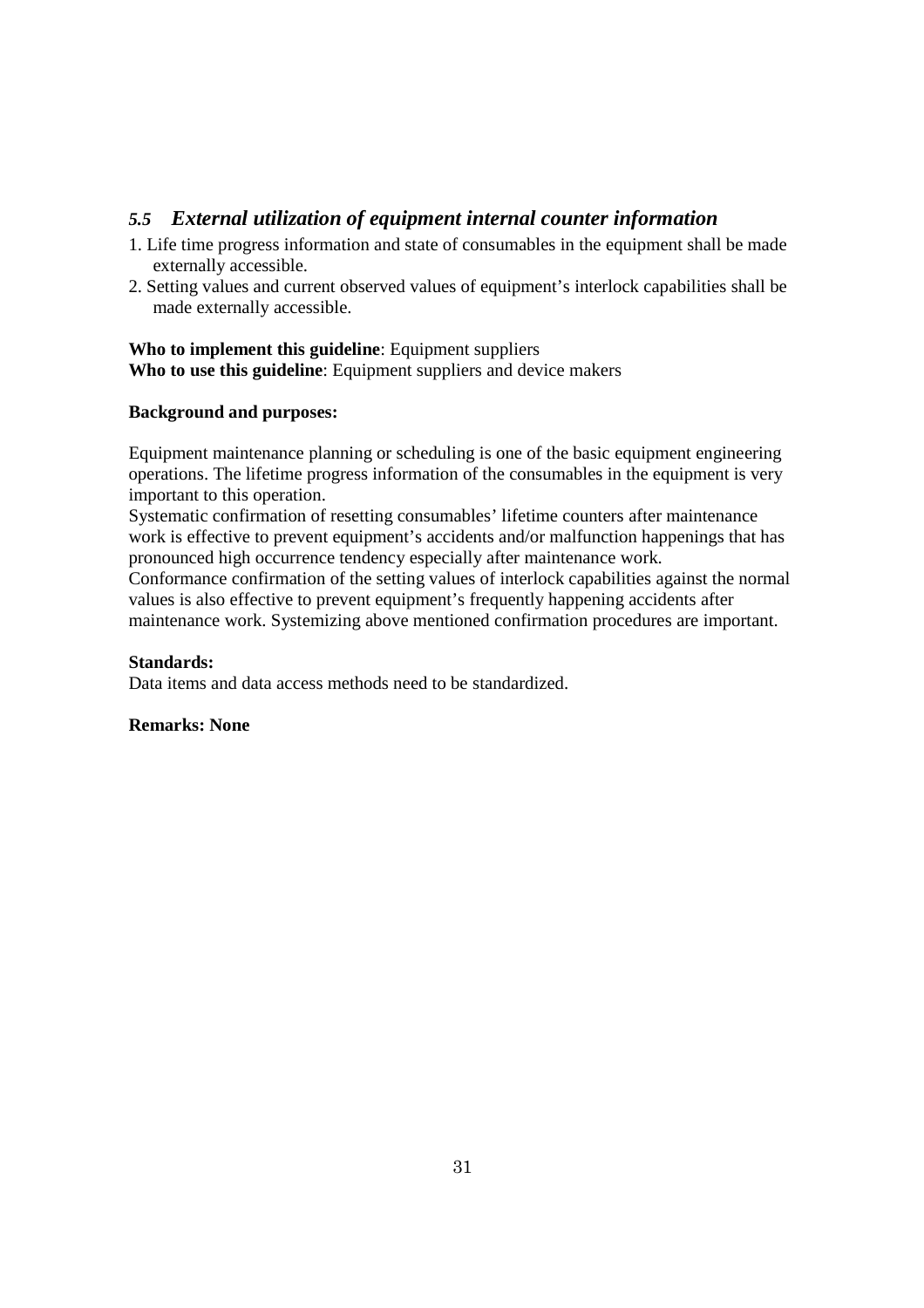## *5.5 External utilization of equipment internal counter information*

1. Life time progress information and state of consumables in the equipment shall be made externally accessible.
2. Setting values and current observed values of equipment's interlock capabilities shall be made externally accessible.

**Who to implement this guideline**: Equipment suppliers
**Who to use this guideline**: Equipment suppliers and device makers

**Background and purposes:**

Equipment maintenance planning or scheduling is one of the basic equipment engineering operations. The lifetime progress information of the consumables in the equipment is very important to this operation.
Systematic confirmation of resetting consumables' lifetime counters after maintenance work is effective to prevent equipment's accidents and/or malfunction happenings that has pronounced high occurrence tendency especially after maintenance work.
Conformance confirmation of the setting values of interlock capabilities against the normal values is also effective to prevent equipment's frequently happening accidents after maintenance work. Systemizing above mentioned confirmation procedures are important.

**Standards:**
Data items and data access methods need to be standardized.

**Remarks: None**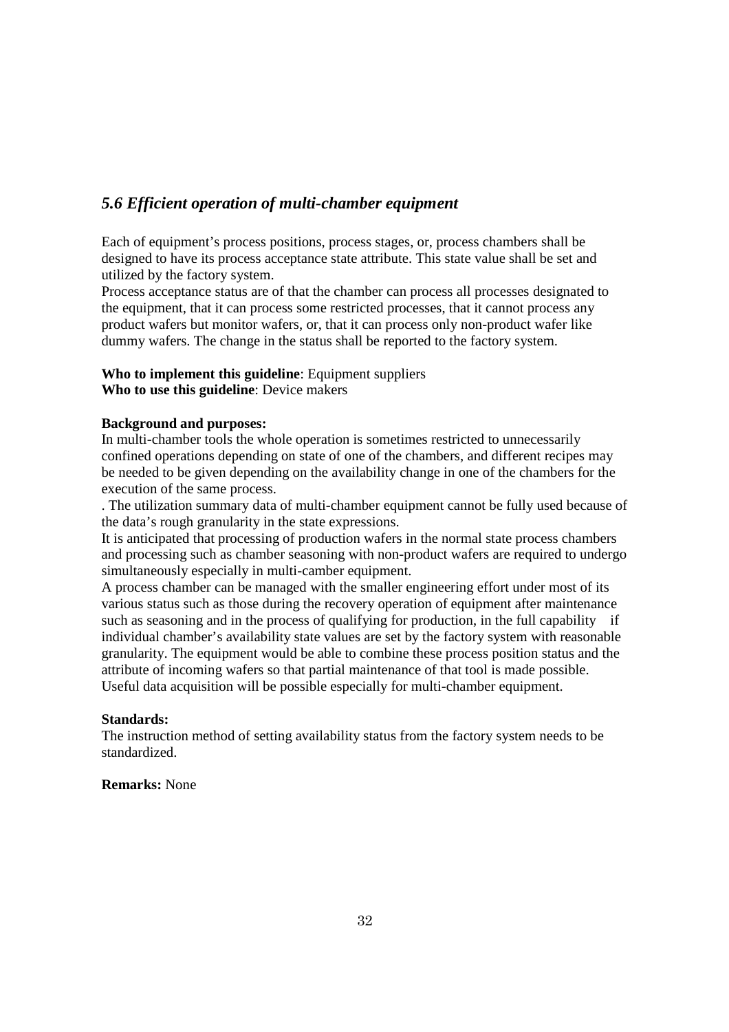## *5.6 Efficient operation of multi-chamber equipment*

Each of equipment's process positions, process stages, or, process chambers shall be designed to have its process acceptance state attribute. This state value shall be set and utilized by the factory system.
Process acceptance status are of that the chamber can process all processes designated to the equipment, that it can process some restricted processes, that it cannot process any product wafers but monitor wafers, or, that it can process only non-product wafer like dummy wafers. The change in the status shall be reported to the factory system.

**Who to implement this guideline**: Equipment suppliers
**Who to use this guideline**: Device makers

**Background and purposes:**
In multi-chamber tools the whole operation is sometimes restricted to unnecessarily confined operations depending on state of one of the chambers, and different recipes may be needed to be given depending on the availability change in one of the chambers for the execution of the same process.
. The utilization summary data of multi-chamber equipment cannot be fully used because of the data's rough granularity in the state expressions.
It is anticipated that processing of production wafers in the normal state process chambers and processing such as chamber seasoning with non-product wafers are required to undergo simultaneously especially in multi-camber equipment.
A process chamber can be managed with the smaller engineering effort under most of its various status such as those during the recovery operation of equipment after maintenance such as seasoning and in the process of qualifying for production, in the full capability if individual chamber's availability state values are set by the factory system with reasonable granularity. The equipment would be able to combine these process position status and the attribute of incoming wafers so that partial maintenance of that tool is made possible.
Useful data acquisition will be possible especially for multi-chamber equipment.

**Standards:**
The instruction method of setting availability status from the factory system needs to be standardized.

**Remarks:** None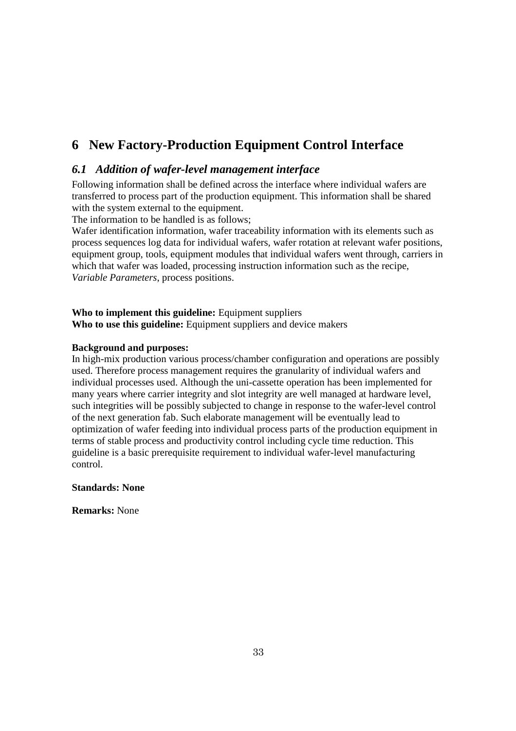# 6 New Factory-Production Equipment Control Interface

## *6.1 Addition of wafer-level management interface*

Following information shall be defined across the interface where individual wafers are transferred to process part of the production equipment. This information shall be shared with the system external to the equipment.

The information to be handled is as follows;

Wafer identification information, wafer traceability information with its elements such as process sequences log data for individual wafers, wafer rotation at relevant wafer positions, equipment group, tools, equipment modules that individual wafers went through, carriers in which that wafer was loaded, processing instruction information such as the recipe, *Variable Parameters*, process positions.

**Who to implement this guideline:** Equipment suppliers
**Who to use this guideline:** Equipment suppliers and device makers

**Background and purposes:**

In high-mix production various process/chamber configuration and operations are possibly used. Therefore process management requires the granularity of individual wafers and individual processes used. Although the uni-cassette operation has been implemented for many years where carrier integrity and slot integrity are well managed at hardware level, such integrities will be possibly subjected to change in response to the wafer-level control of the next generation fab. Such elaborate management will be eventually lead to optimization of wafer feeding into individual process parts of the production equipment in terms of stable process and productivity control including cycle time reduction. This guideline is a basic prerequisite requirement to individual wafer-level manufacturing control.

**Standards: None**

**Remarks:** None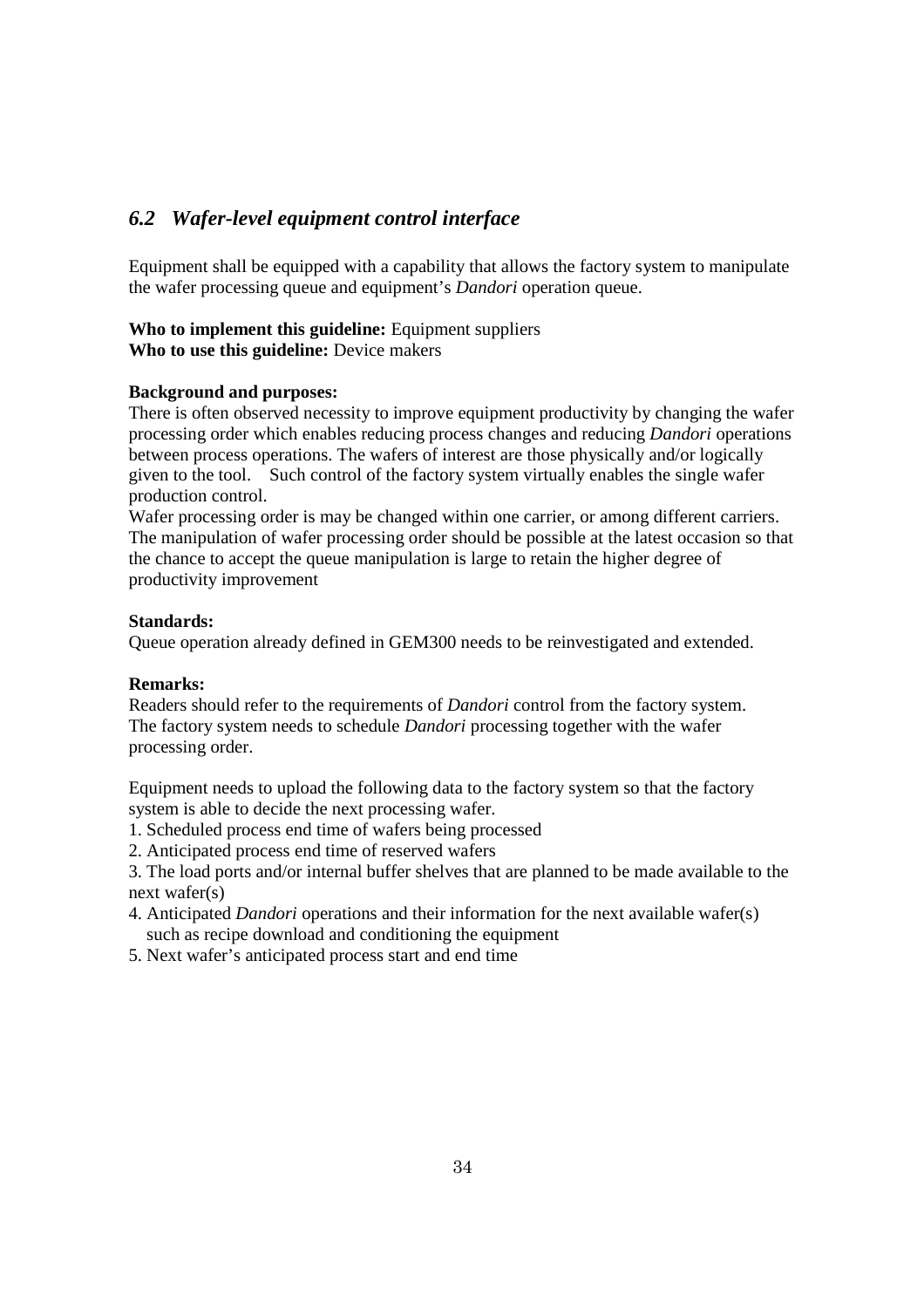## *6.2 Wafer-level equipment control interface*

Equipment shall be equipped with a capability that allows the factory system to manipulate the wafer processing queue and equipment's *Dandori* operation queue.

**Who to implement this guideline:** Equipment suppliers
**Who to use this guideline:** Device makers

**Background and purposes:**
There is often observed necessity to improve equipment productivity by changing the wafer processing order which enables reducing process changes and reducing *Dandori* operations between process operations. The wafers of interest are those physically and/or logically given to the tool. Such control of the factory system virtually enables the single wafer production control.
Wafer processing order is may be changed within one carrier, or among different carriers. The manipulation of wafer processing order should be possible at the latest occasion so that the chance to accept the queue manipulation is large to retain the higher degree of productivity improvement

**Standards:**
Queue operation already defined in GEM300 needs to be reinvestigated and extended.

**Remarks:**
Readers should refer to the requirements of *Dandori* control from the factory system. The factory system needs to schedule *Dandori* processing together with the wafer processing order.

Equipment needs to upload the following data to the factory system so that the factory system is able to decide the next processing wafer.

1. Scheduled process end time of wafers being processed
2. Anticipated process end time of reserved wafers
3. The load ports and/or internal buffer shelves that are planned to be made available to the next wafer(s)
4. Anticipated *Dandori* operations and their information for the next available wafer(s) such as recipe download and conditioning the equipment
5. Next wafer's anticipated process start and end time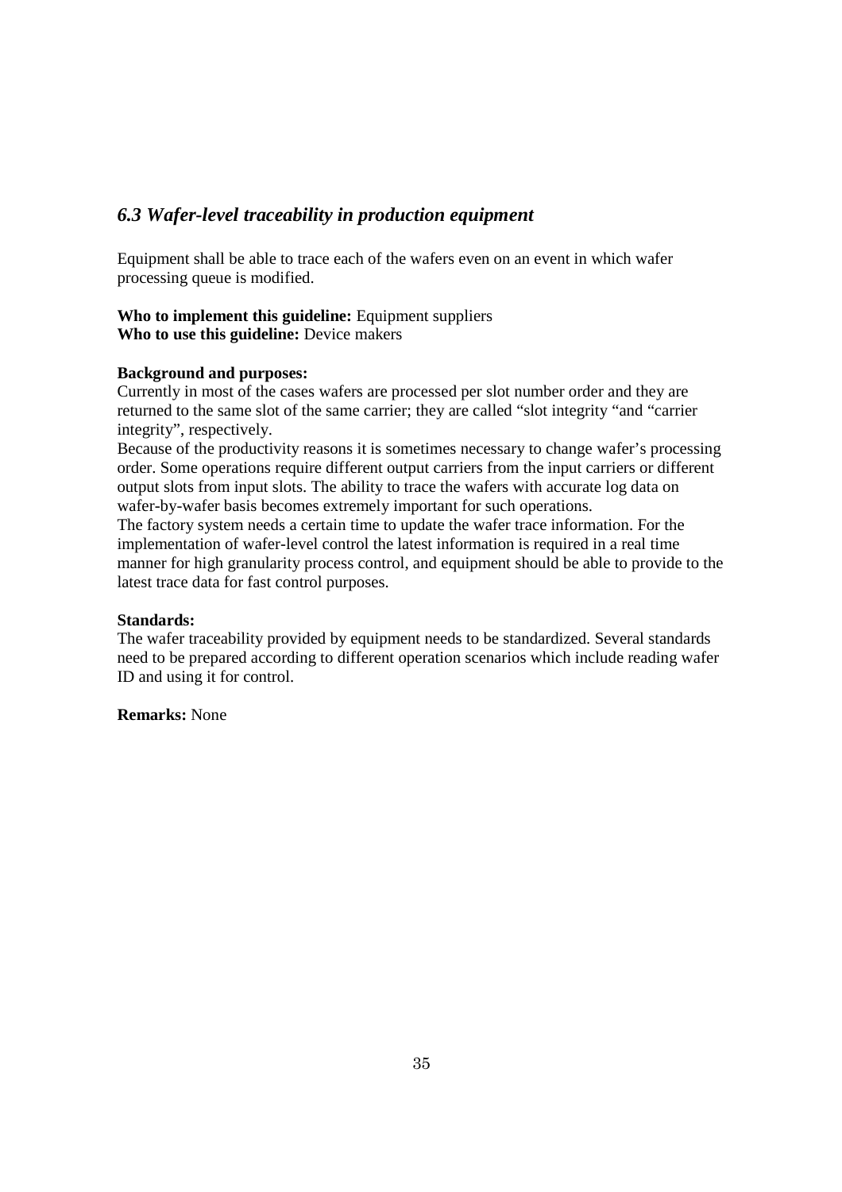### *6.3 Wafer-level traceability in production equipment*

Equipment shall be able to trace each of the wafers even on an event in which wafer processing queue is modified.

**Who to implement this guideline:** Equipment suppliers
**Who to use this guideline:** Device makers

**Background and purposes:**
Currently in most of the cases wafers are processed per slot number order and they are returned to the same slot of the same carrier; they are called "slot integrity "and "carrier integrity", respectively.
Because of the productivity reasons it is sometimes necessary to change wafer's processing order. Some operations require different output carriers from the input carriers or different output slots from input slots. The ability to trace the wafers with accurate log data on wafer-by-wafer basis becomes extremely important for such operations.
The factory system needs a certain time to update the wafer trace information. For the implementation of wafer-level control the latest information is required in a real time manner for high granularity process control, and equipment should be able to provide to the latest trace data for fast control purposes.

**Standards:**
The wafer traceability provided by equipment needs to be standardized. Several standards need to be prepared according to different operation scenarios which include reading wafer ID and using it for control.

**Remarks:** None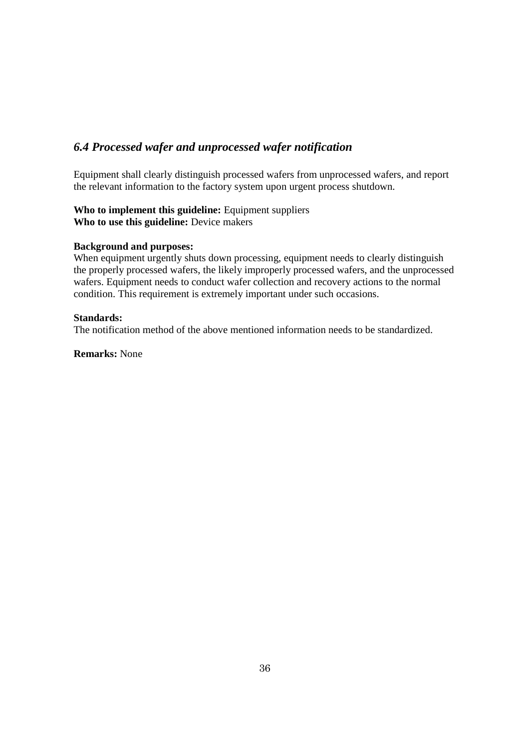### *6.4 Processed wafer and unprocessed wafer notification*

Equipment shall clearly distinguish processed wafers from unprocessed wafers, and report the relevant information to the factory system upon urgent process shutdown.

**Who to implement this guideline:** Equipment suppliers
**Who to use this guideline:** Device makers

**Background and purposes:**
When equipment urgently shuts down processing, equipment needs to clearly distinguish the properly processed wafers, the likely improperly processed wafers, and the unprocessed wafers. Equipment needs to conduct wafer collection and recovery actions to the normal condition. This requirement is extremely important under such occasions.

**Standards:**
The notification method of the above mentioned information needs to be standardized.

**Remarks:** None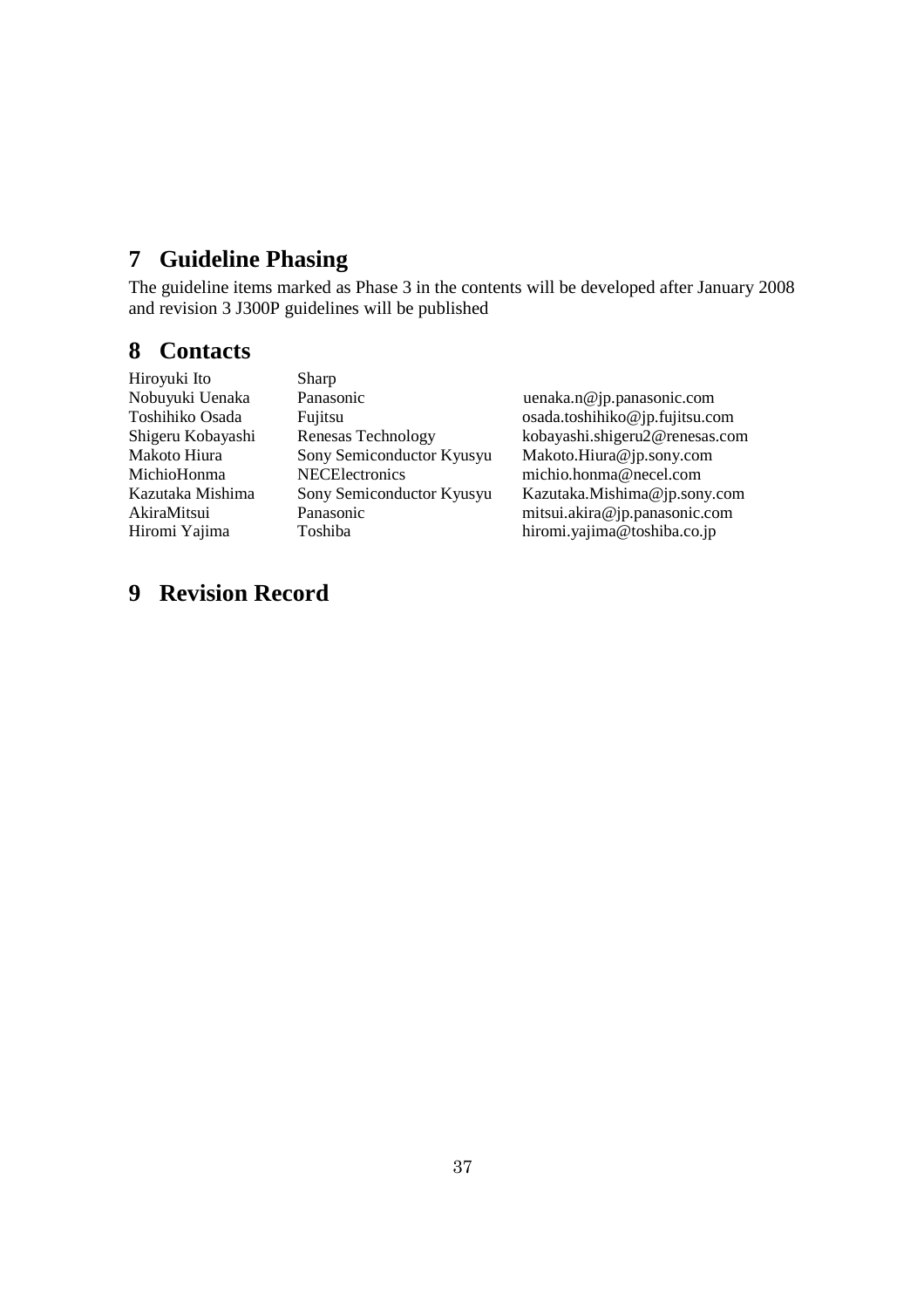## 7 Guideline Phasing

The guideline items marked as Phase 3 in the contents will be developed after January 2008 and revision 3 J300P guidelines will be published

## 8 Contacts

| | | |
|---|---|---|
| Hiroyuki Ito | Sharp | |
| Nobuyuki Uenaka | Panasonic | uenaka.n@jp.panasonic.com |
| Toshihiko Osada | Fujitsu | osada.toshihiko@jp.fujitsu.com |
| Shigeru Kobayashi | Renesas Technology | kobayashi.shigeru2@renesas.com |
| Makoto Hiura | Sony Semiconductor Kyusyu | Makoto.Hiura@jp.sony.com |
| MichioHonma | NECElectronics | michio.honma@necel.com |
| Kazutaka Mishima | Sony Semiconductor Kyusyu | Kazutaka.Mishima@jp.sony.com |
| AkiraMitsui | Panasonic | mitsui.akira@jp.panasonic.com |
| Hiromi Yajima | Toshiba | hiromi.yajima@toshiba.co.jp |

## 9 Revision Record